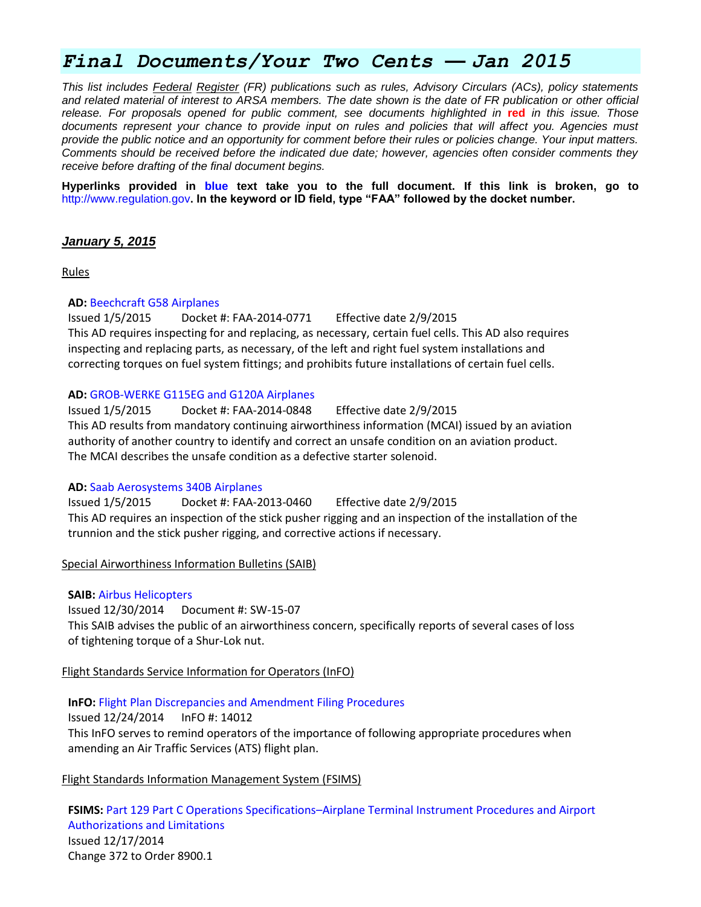# *Final Documents/Your Two Cents — Jan 2015*

*This list includes Federal Register (FR) publications such as rules, Advisory Circulars (ACs), policy statements and related material of interest to ARSA members. The date shown is the date of FR publication or other official release. For proposals opened for public comment, see documents highlighted in* **red** *in this issue. Those documents represent your chance to provide input on rules and policies that will affect you. Agencies must provide the public notice and an opportunity for comment before their rules or policies change. Your input matters. Comments should be received before the indicated due date; however, agencies often consider comments they receive before drafting of the final document begins.*

**Hyperlinks provided in blue text take you to the full document. If this link is broken, go to** http://www.regulation.gov**. In the keyword or ID field, type "FAA" followed by the docket number.**

## ***January 5, 2015***

Rules

**AD:** Beechcraft G58 Airplanes
Issued 1/5/2015 Docket #: FAA-2014-0771 Effective date 2/9/2015
This AD requires inspecting for and replacing, as necessary, certain fuel cells. This AD also requires inspecting and replacing parts, as necessary, of the left and right fuel system installations and correcting torques on fuel system fittings; and prohibits future installations of certain fuel cells.

**AD:** GROB-WERKE G115EG and G120A Airplanes
Issued 1/5/2015 Docket #: FAA-2014-0848 Effective date 2/9/2015
This AD results from mandatory continuing airworthiness information (MCAI) issued by an aviation authority of another country to identify and correct an unsafe condition on an aviation product. The MCAI describes the unsafe condition as a defective starter solenoid.

**AD:** Saab Aerosystems 340B Airplanes
Issued 1/5/2015 Docket #: FAA-2013-0460 Effective date 2/9/2015
This AD requires an inspection of the stick pusher rigging and an inspection of the installation of the trunnion and the stick pusher rigging, and corrective actions if necessary.

Special Airworthiness Information Bulletins (SAIB)

**SAIB:** Airbus Helicopters
Issued 12/30/2014 Document #: SW-15-07
This SAIB advises the public of an airworthiness concern, specifically reports of several cases of loss of tightening torque of a Shur-Lok nut.

Flight Standards Service Information for Operators (InFO)

**InFO:** Flight Plan Discrepancies and Amendment Filing Procedures
Issued 12/24/2014 InFO #: 14012
This InFO serves to remind operators of the importance of following appropriate procedures when amending an Air Traffic Services (ATS) flight plan.

Flight Standards Information Management System (FSIMS)

**FSIMS:** Part 129 Part C Operations Specifications–Airplane Terminal Instrument Procedures and Airport Authorizations and Limitations
Issued 12/17/2014
Change 372 to Order 8900.1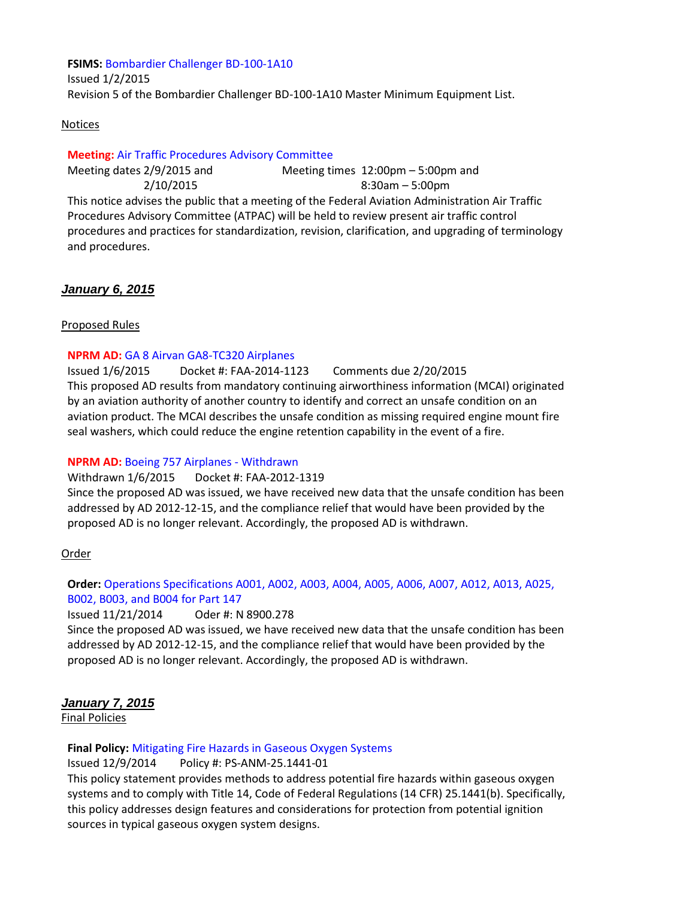**FSIMS:** Bombardier Challenger BD-100-1A10
Issued 1/2/2015
Revision 5 of the Bombardier Challenger BD-100-1A10 Master Minimum Equipment List.

Notices

**Meeting:** Air Traffic Procedures Advisory Committee
Meeting dates 2/9/2015 and 2/10/2015 Meeting times 12:00pm – 5:00pm and 8:30am – 5:00pm
This notice advises the public that a meeting of the Federal Aviation Administration Air Traffic Procedures Advisory Committee (ATPAC) will be held to review present air traffic control procedures and practices for standardization, revision, clarification, and upgrading of terminology and procedures.

## ***January 6, 2015***

Proposed Rules

**NPRM AD:** GA 8 Airvan GA8-TC320 Airplanes
Issued 1/6/2015 Docket #: FAA-2014-1123 Comments due 2/20/2015
This proposed AD results from mandatory continuing airworthiness information (MCAI) originated by an aviation authority of another country to identify and correct an unsafe condition on an aviation product. The MCAI describes the unsafe condition as missing required engine mount fire seal washers, which could reduce the engine retention capability in the event of a fire.

**NPRM AD:** Boeing 757 Airplanes - Withdrawn
Withdrawn 1/6/2015 Docket #: FAA-2012-1319
Since the proposed AD was issued, we have received new data that the unsafe condition has been addressed by AD 2012-12-15, and the compliance relief that would have been provided by the proposed AD is no longer relevant. Accordingly, the proposed AD is withdrawn.

Order

**Order:** Operations Specifications A001, A002, A003, A004, A005, A006, A007, A012, A013, A025, B002, B003, and B004 for Part 147
Issued 11/21/2014 Oder #: N 8900.278
Since the proposed AD was issued, we have received new data that the unsafe condition has been addressed by AD 2012-12-15, and the compliance relief that would have been provided by the proposed AD is no longer relevant. Accordingly, the proposed AD is withdrawn.

## ***January 7, 2015***

Final Policies

**Final Policy:** Mitigating Fire Hazards in Gaseous Oxygen Systems
Issued 12/9/2014 Policy #: PS-ANM-25.1441-01
This policy statement provides methods to address potential fire hazards within gaseous oxygen systems and to comply with Title 14, Code of Federal Regulations (14 CFR) 25.1441(b). Specifically, this policy addresses design features and considerations for protection from potential ignition sources in typical gaseous oxygen system designs.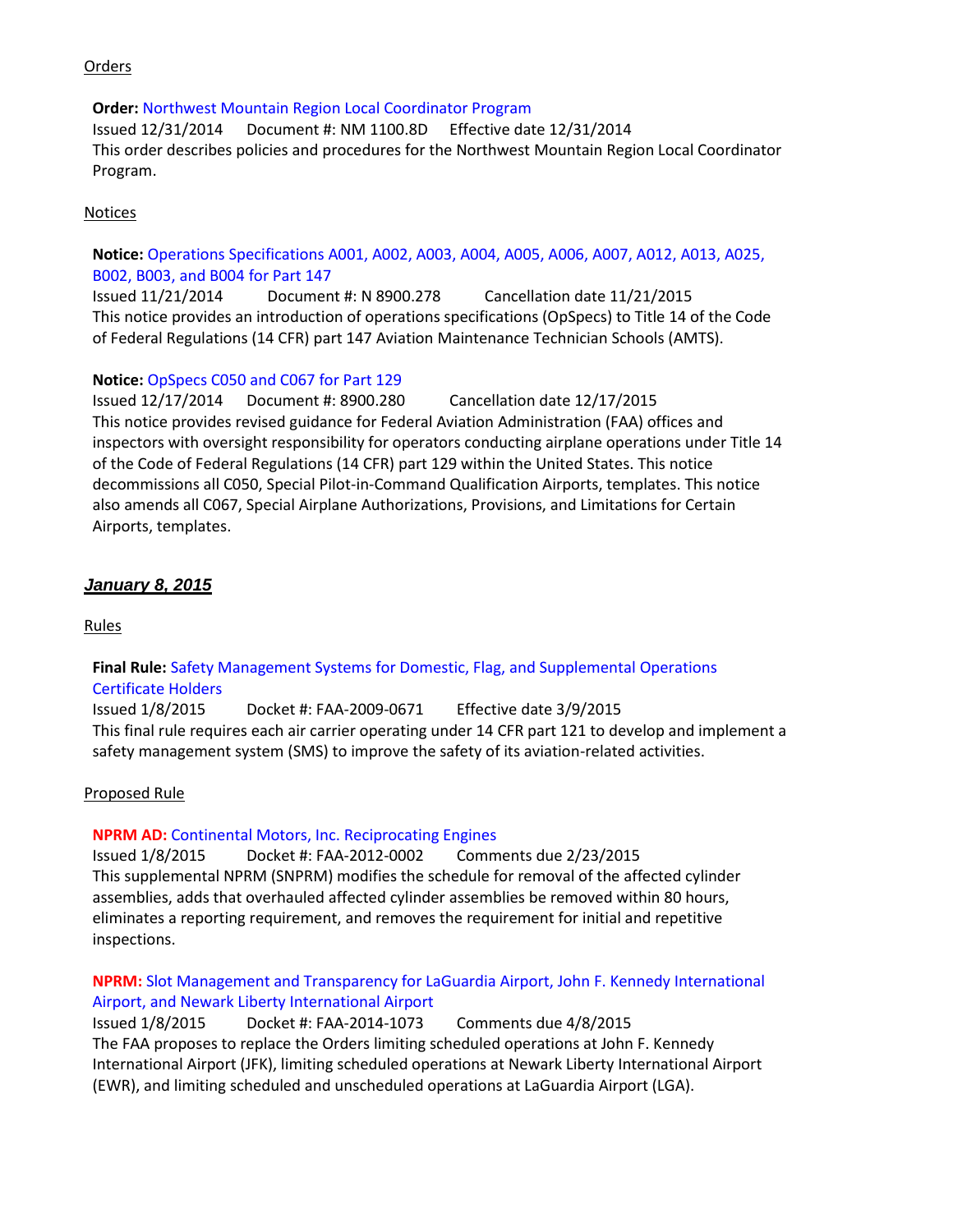Orders

**Order:** Northwest Mountain Region Local Coordinator Program
Issued 12/31/2014 Document #: NM 1100.8D Effective date 12/31/2014
This order describes policies and procedures for the Northwest Mountain Region Local Coordinator Program.

Notices

**Notice:** Operations Specifications A001, A002, A003, A004, A005, A006, A007, A012, A013, A025, B002, B003, and B004 for Part 147
Issued 11/21/2014 Document #: N 8900.278 Cancellation date 11/21/2015
This notice provides an introduction of operations specifications (OpSpecs) to Title 14 of the Code of Federal Regulations (14 CFR) part 147 Aviation Maintenance Technician Schools (AMTS).

**Notice:** OpSpecs C050 and C067 for Part 129
Issued 12/17/2014 Document #: 8900.280 Cancellation date 12/17/2015
This notice provides revised guidance for Federal Aviation Administration (FAA) offices and inspectors with oversight responsibility for operators conducting airplane operations under Title 14 of the Code of Federal Regulations (14 CFR) part 129 within the United States. This notice decommissions all C050, Special Pilot-in-Command Qualification Airports, templates. This notice also amends all C067, Special Airplane Authorizations, Provisions, and Limitations for Certain Airports, templates.

## ***January 8, 2015***

Rules

**Final Rule:** Safety Management Systems for Domestic, Flag, and Supplemental Operations Certificate Holders
Issued 1/8/2015 Docket #: FAA-2009-0671 Effective date 3/9/2015
This final rule requires each air carrier operating under 14 CFR part 121 to develop and implement a safety management system (SMS) to improve the safety of its aviation-related activities.

Proposed Rule

**NPRM AD:** Continental Motors, Inc. Reciprocating Engines
Issued 1/8/2015 Docket #: FAA-2012-0002 Comments due 2/23/2015
This supplemental NPRM (SNPRM) modifies the schedule for removal of the affected cylinder assemblies, adds that overhauled affected cylinder assemblies be removed within 80 hours, eliminates a reporting requirement, and removes the requirement for initial and repetitive inspections.

**NPRM:** Slot Management and Transparency for LaGuardia Airport, John F. Kennedy International Airport, and Newark Liberty International Airport
Issued 1/8/2015 Docket #: FAA-2014-1073 Comments due 4/8/2015
The FAA proposes to replace the Orders limiting scheduled operations at John F. Kennedy International Airport (JFK), limiting scheduled operations at Newark Liberty International Airport (EWR), and limiting scheduled and unscheduled operations at LaGuardia Airport (LGA).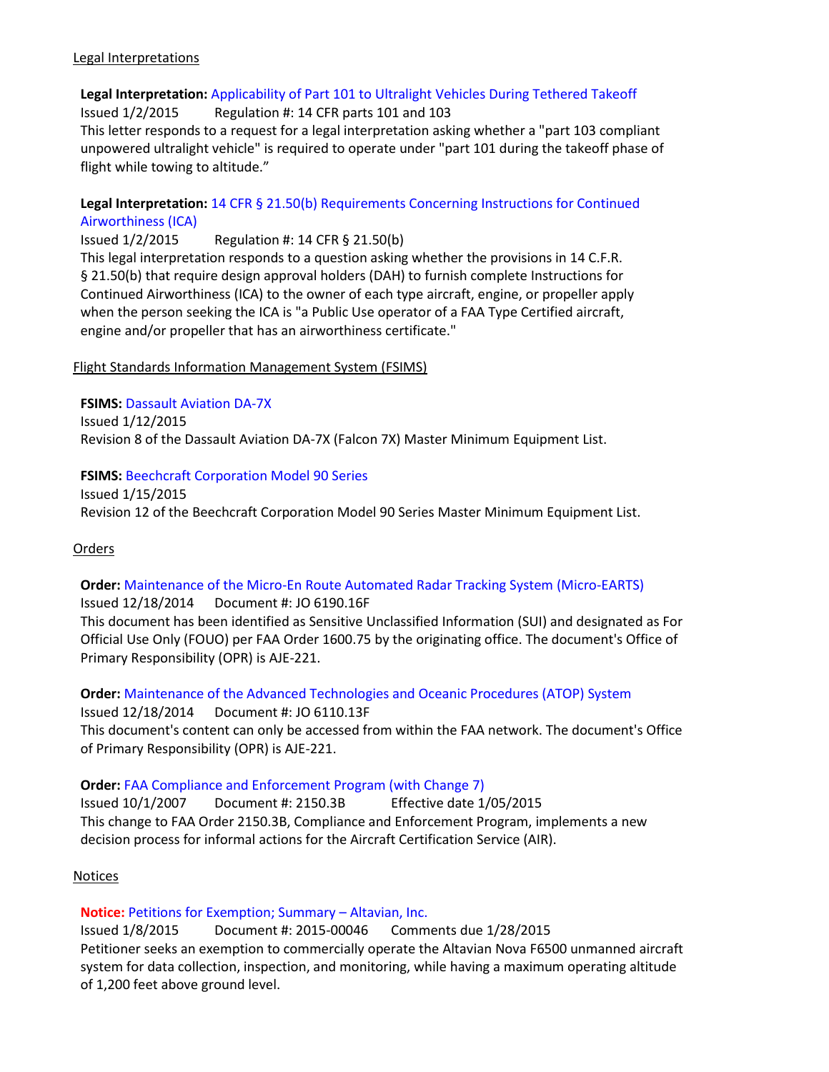Legal Interpretations

**Legal Interpretation:** Applicability of Part 101 to Ultralight Vehicles During Tethered Takeoff
Issued 1/2/2015 Regulation #: 14 CFR parts 101 and 103
This letter responds to a request for a legal interpretation asking whether a "part 103 compliant unpowered ultralight vehicle" is required to operate under "part 101 during the takeoff phase of flight while towing to altitude."

**Legal Interpretation:** 14 CFR § 21.50(b) Requirements Concerning Instructions for Continued Airworthiness (ICA)
Issued 1/2/2015 Regulation #: 14 CFR § 21.50(b)
This legal interpretation responds to a question asking whether the provisions in 14 C.F.R. § 21.50(b) that require design approval holders (DAH) to furnish complete Instructions for Continued Airworthiness (ICA) to the owner of each type aircraft, engine, or propeller apply when the person seeking the ICA is "a Public Use operator of a FAA Type Certified aircraft, engine and/or propeller that has an airworthiness certificate."

Flight Standards Information Management System (FSIMS)

**FSIMS:** Dassault Aviation DA-7X
Issued 1/12/2015
Revision 8 of the Dassault Aviation DA-7X (Falcon 7X) Master Minimum Equipment List.

**FSIMS:** Beechcraft Corporation Model 90 Series
Issued 1/15/2015
Revision 12 of the Beechcraft Corporation Model 90 Series Master Minimum Equipment List.

Orders

**Order:** Maintenance of the Micro-En Route Automated Radar Tracking System (Micro-EARTS)
Issued 12/18/2014 Document #: JO 6190.16F
This document has been identified as Sensitive Unclassified Information (SUI) and designated as For Official Use Only (FOUO) per FAA Order 1600.75 by the originating office. The document's Office of Primary Responsibility (OPR) is AJE-221.

**Order:** Maintenance of the Advanced Technologies and Oceanic Procedures (ATOP) System
Issued 12/18/2014 Document #: JO 6110.13F
This document's content can only be accessed from within the FAA network. The document's Office of Primary Responsibility (OPR) is AJE-221.

**Order:** FAA Compliance and Enforcement Program (with Change 7)
Issued 10/1/2007 Document #: 2150.3B Effective date 1/05/2015
This change to FAA Order 2150.3B, Compliance and Enforcement Program, implements a new decision process for informal actions for the Aircraft Certification Service (AIR).

Notices

**Notice:** Petitions for Exemption; Summary – Altavian, Inc.
Issued 1/8/2015 Document #: 2015-00046 Comments due 1/28/2015
Petitioner seeks an exemption to commercially operate the Altavian Nova F6500 unmanned aircraft system for data collection, inspection, and monitoring, while having a maximum operating altitude of 1,200 feet above ground level.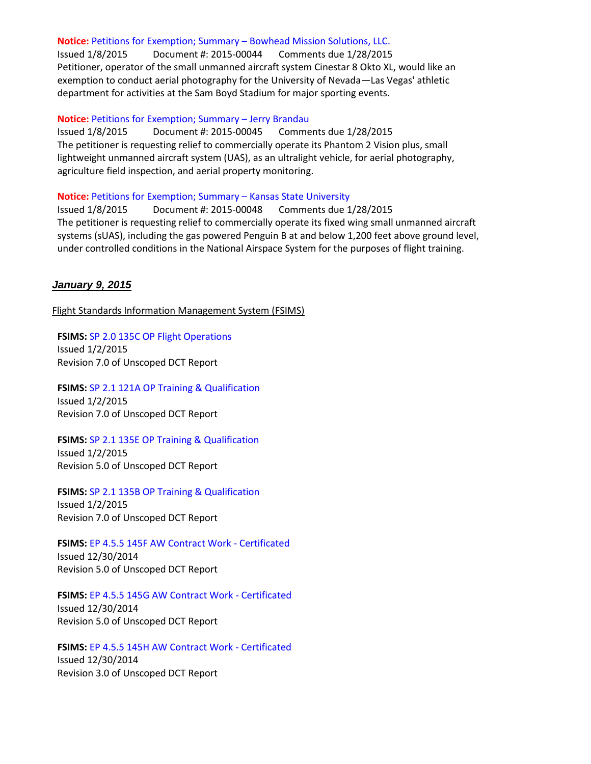**Notice:** Petitions for Exemption; Summary – Bowhead Mission Solutions, LLC.
Issued 1/8/2015 Document #: 2015-00044 Comments due 1/28/2015
Petitioner, operator of the small unmanned aircraft system Cinestar 8 Okto XL, would like an exemption to conduct aerial photography for the University of Nevada—Las Vegas' athletic department for activities at the Sam Boyd Stadium for major sporting events.

**Notice:** Petitions for Exemption; Summary – Jerry Brandau
Issued 1/8/2015 Document #: 2015-00045 Comments due 1/28/2015
The petitioner is requesting relief to commercially operate its Phantom 2 Vision plus, small lightweight unmanned aircraft system (UAS), as an ultralight vehicle, for aerial photography, agriculture field inspection, and aerial property monitoring.

**Notice:** Petitions for Exemption; Summary – Kansas State University
Issued 1/8/2015 Document #: 2015-00048 Comments due 1/28/2015
The petitioner is requesting relief to commercially operate its fixed wing small unmanned aircraft systems (sUAS), including the gas powered Penguin B at and below 1,200 feet above ground level, under controlled conditions in the National Airspace System for the purposes of flight training.

## ***January 9, 2015***

Flight Standards Information Management System (FSIMS)

**FSIMS:** SP 2.0 135C OP Flight Operations
Issued 1/2/2015
Revision 7.0 of Unscoped DCT Report

**FSIMS:** SP 2.1 121A OP Training & Qualification
Issued 1/2/2015
Revision 7.0 of Unscoped DCT Report

**FSIMS:** SP 2.1 135E OP Training & Qualification
Issued 1/2/2015
Revision 5.0 of Unscoped DCT Report

**FSIMS:** SP 2.1 135B OP Training & Qualification
Issued 1/2/2015
Revision 7.0 of Unscoped DCT Report

**FSIMS:** EP 4.5.5 145F AW Contract Work - Certificated
Issued 12/30/2014
Revision 5.0 of Unscoped DCT Report

**FSIMS:** EP 4.5.5 145G AW Contract Work - Certificated
Issued 12/30/2014
Revision 5.0 of Unscoped DCT Report

**FSIMS:** EP 4.5.5 145H AW Contract Work - Certificated
Issued 12/30/2014
Revision 3.0 of Unscoped DCT Report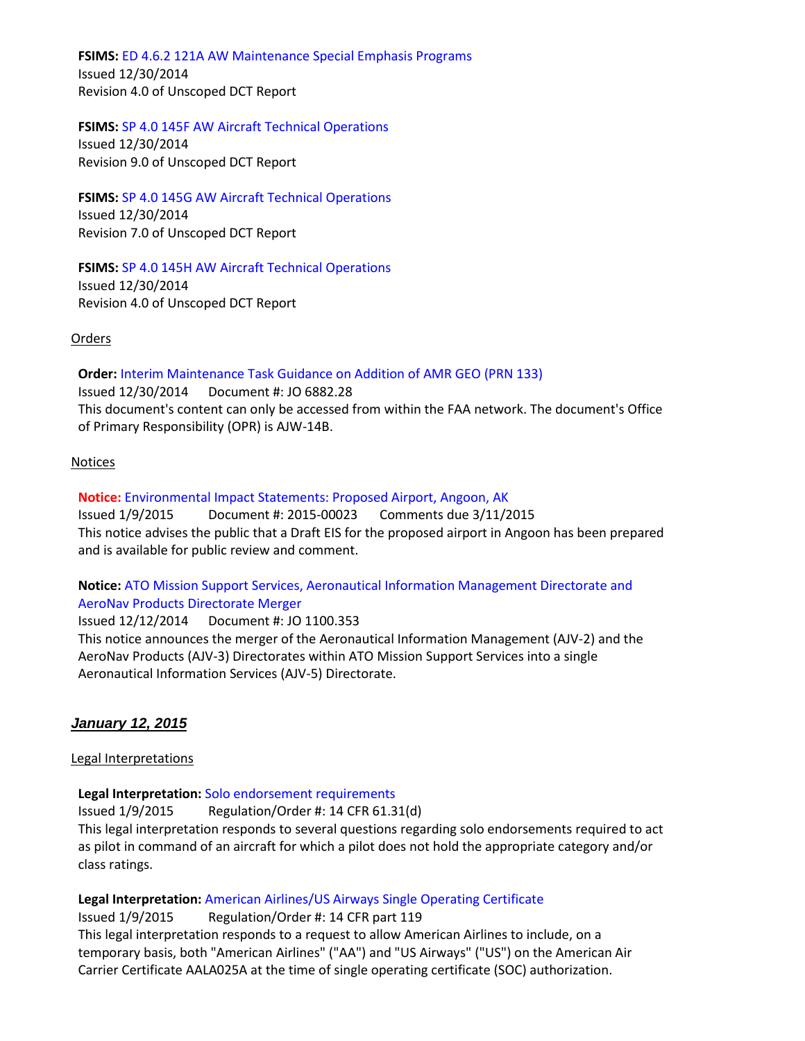**FSIMS:** ED 4.6.2 121A AW Maintenance Special Emphasis Programs
Issued 12/30/2014
Revision 4.0 of Unscoped DCT Report

**FSIMS:** SP 4.0 145F AW Aircraft Technical Operations
Issued 12/30/2014
Revision 9.0 of Unscoped DCT Report

**FSIMS:** SP 4.0 145G AW Aircraft Technical Operations
Issued 12/30/2014
Revision 7.0 of Unscoped DCT Report

**FSIMS:** SP 4.0 145H AW Aircraft Technical Operations
Issued 12/30/2014
Revision 4.0 of Unscoped DCT Report

Orders

**Order:** Interim Maintenance Task Guidance on Addition of AMR GEO (PRN 133)
Issued 12/30/2014 Document #: JO 6882.28
This document's content can only be accessed from within the FAA network. The document's Office of Primary Responsibility (OPR) is AJW-14B.

Notices

**Notice:** Environmental Impact Statements: Proposed Airport, Angoon, AK
Issued 1/9/2015 Document #: 2015-00023 Comments due 3/11/2015
This notice advises the public that a Draft EIS for the proposed airport in Angoon has been prepared and is available for public review and comment.

**Notice:** ATO Mission Support Services, Aeronautical Information Management Directorate and AeroNav Products Directorate Merger
Issued 12/12/2014 Document #: JO 1100.353
This notice announces the merger of the Aeronautical Information Management (AJV-2) and the AeroNav Products (AJV-3) Directorates within ATO Mission Support Services into a single Aeronautical Information Services (AJV-5) Directorate.

## *January 12, 2015*

Legal Interpretations

**Legal Interpretation:** Solo endorsement requirements
Issued 1/9/2015 Regulation/Order #: 14 CFR 61.31(d)
This legal interpretation responds to several questions regarding solo endorsements required to act as pilot in command of an aircraft for which a pilot does not hold the appropriate category and/or class ratings.

**Legal Interpretation:** American Airlines/US Airways Single Operating Certificate
Issued 1/9/2015 Regulation/Order #: 14 CFR part 119
This legal interpretation responds to a request to allow American Airlines to include, on a temporary basis, both "American Airlines" ("AA") and "US Airways" ("US") on the American Air Carrier Certificate AALA025A at the time of single operating certificate (SOC) authorization.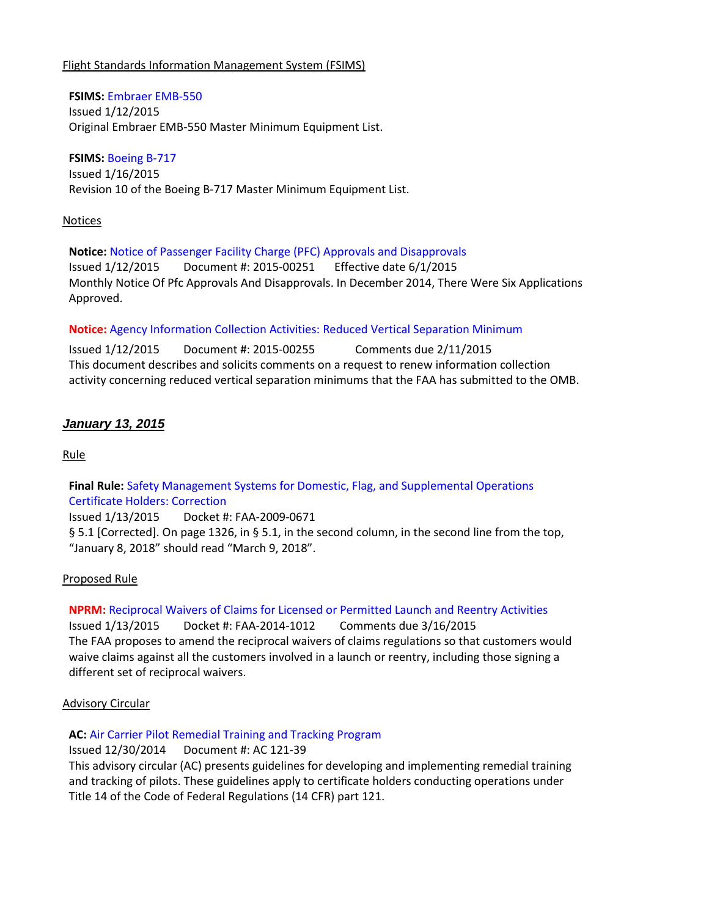Flight Standards Information Management System (FSIMS)

**FSIMS:** Embraer EMB-550
Issued 1/12/2015
Original Embraer EMB-550 Master Minimum Equipment List.

**FSIMS:** Boeing B-717
Issued 1/16/2015
Revision 10 of the Boeing B-717 Master Minimum Equipment List.

Notices

**Notice:** Notice of Passenger Facility Charge (PFC) Approvals and Disapprovals
Issued 1/12/2015 Document #: 2015-00251 Effective date 6/1/2015
Monthly Notice Of Pfc Approvals And Disapprovals. In December 2014, There Were Six Applications Approved.

**Notice:** Agency Information Collection Activities: Reduced Vertical Separation Minimum
Issued 1/12/2015 Document #: 2015-00255 Comments due 2/11/2015
This document describes and solicits comments on a request to renew information collection activity concerning reduced vertical separation minimums that the FAA has submitted to the OMB.

## ***January 13, 2015***

Rule

**Final Rule:** Safety Management Systems for Domestic, Flag, and Supplemental Operations Certificate Holders: Correction
Issued 1/13/2015 Docket #: FAA-2009-0671
§ 5.1 [Corrected]. On page 1326, in § 5.1, in the second column, in the second line from the top, "January 8, 2018" should read "March 9, 2018".

Proposed Rule

**NPRM:** Reciprocal Waivers of Claims for Licensed or Permitted Launch and Reentry Activities
Issued 1/13/2015 Docket #: FAA-2014-1012 Comments due 3/16/2015
The FAA proposes to amend the reciprocal waivers of claims regulations so that customers would waive claims against all the customers involved in a launch or reentry, including those signing a different set of reciprocal waivers.

Advisory Circular

**AC:** Air Carrier Pilot Remedial Training and Tracking Program
Issued 12/30/2014 Document #: AC 121-39
This advisory circular (AC) presents guidelines for developing and implementing remedial training and tracking of pilots. These guidelines apply to certificate holders conducting operations under Title 14 of the Code of Federal Regulations (14 CFR) part 121.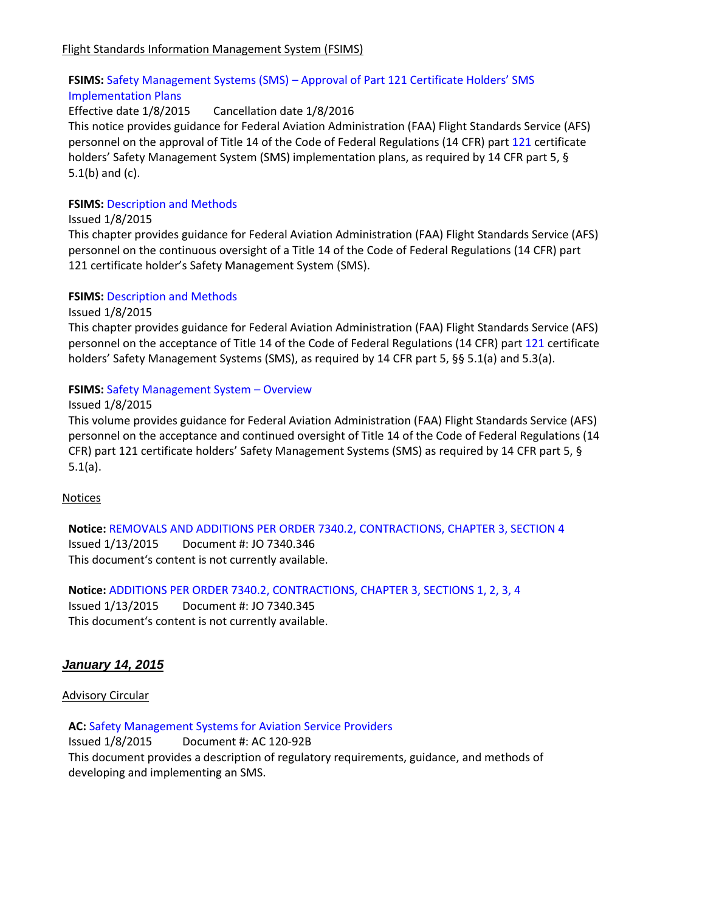Flight Standards Information Management System (FSIMS)

**FSIMS:** Safety Management Systems (SMS) – Approval of Part 121 Certificate Holders' SMS Implementation Plans
Effective date 1/8/2015 Cancellation date 1/8/2016
This notice provides guidance for Federal Aviation Administration (FAA) Flight Standards Service (AFS) personnel on the approval of Title 14 of the Code of Federal Regulations (14 CFR) part 121 certificate holders' Safety Management System (SMS) implementation plans, as required by 14 CFR part 5, § 5.1(b) and (c).

**FSIMS:** Description and Methods
Issued 1/8/2015
This chapter provides guidance for Federal Aviation Administration (FAA) Flight Standards Service (AFS) personnel on the continuous oversight of a Title 14 of the Code of Federal Regulations (14 CFR) part 121 certificate holder's Safety Management System (SMS).

**FSIMS:** Description and Methods
Issued 1/8/2015
This chapter provides guidance for Federal Aviation Administration (FAA) Flight Standards Service (AFS) personnel on the acceptance of Title 14 of the Code of Federal Regulations (14 CFR) part 121 certificate holders' Safety Management Systems (SMS), as required by 14 CFR part 5, §§ 5.1(a) and 5.3(a).

**FSIMS:** Safety Management System – Overview
Issued 1/8/2015
This volume provides guidance for Federal Aviation Administration (FAA) Flight Standards Service (AFS) personnel on the acceptance and continued oversight of Title 14 of the Code of Federal Regulations (14 CFR) part 121 certificate holders' Safety Management Systems (SMS) as required by 14 CFR part 5, § 5.1(a).

Notices

**Notice:** REMOVALS AND ADDITIONS PER ORDER 7340.2, CONTRACTIONS, CHAPTER 3, SECTION 4
Issued 1/13/2015 Document #: JO 7340.346
This document's content is not currently available.

**Notice:** ADDITIONS PER ORDER 7340.2, CONTRACTIONS, CHAPTER 3, SECTIONS 1, 2, 3, 4
Issued 1/13/2015 Document #: JO 7340.345
This document's content is not currently available.

## *January 14, 2015*

Advisory Circular

**AC:** Safety Management Systems for Aviation Service Providers
Issued 1/8/2015 Document #: AC 120-92B
This document provides a description of regulatory requirements, guidance, and methods of developing and implementing an SMS.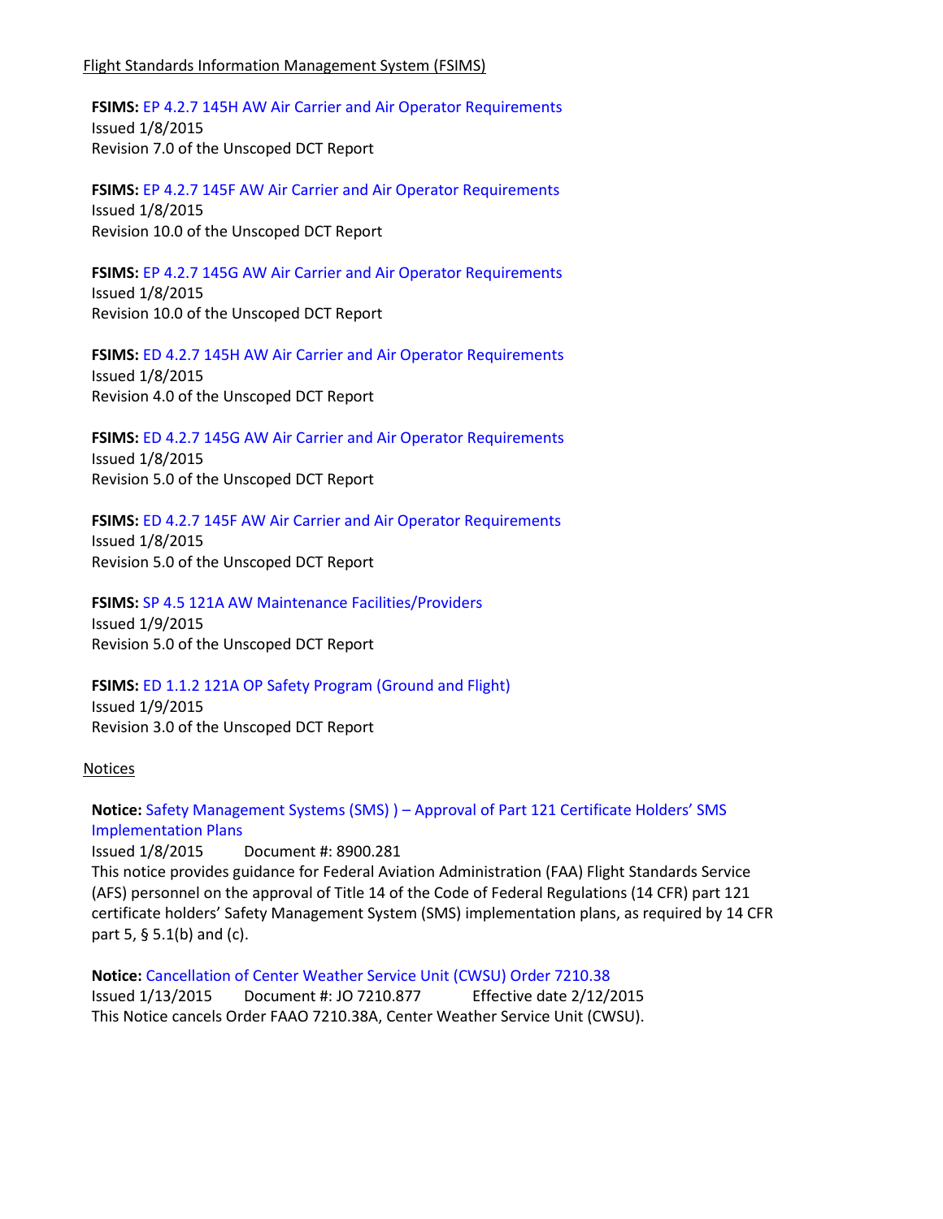Flight Standards Information Management System (FSIMS)

**FSIMS:** EP 4.2.7 145H AW Air Carrier and Air Operator Requirements
Issued 1/8/2015
Revision 7.0 of the Unscoped DCT Report

**FSIMS:** EP 4.2.7 145F AW Air Carrier and Air Operator Requirements
Issued 1/8/2015
Revision 10.0 of the Unscoped DCT Report

**FSIMS:** EP 4.2.7 145G AW Air Carrier and Air Operator Requirements
Issued 1/8/2015
Revision 10.0 of the Unscoped DCT Report

**FSIMS:** ED 4.2.7 145H AW Air Carrier and Air Operator Requirements
Issued 1/8/2015
Revision 4.0 of the Unscoped DCT Report

**FSIMS:** ED 4.2.7 145G AW Air Carrier and Air Operator Requirements
Issued 1/8/2015
Revision 5.0 of the Unscoped DCT Report

**FSIMS:** ED 4.2.7 145F AW Air Carrier and Air Operator Requirements
Issued 1/8/2015
Revision 5.0 of the Unscoped DCT Report

**FSIMS:** SP 4.5 121A AW Maintenance Facilities/Providers
Issued 1/9/2015
Revision 5.0 of the Unscoped DCT Report

**FSIMS:** ED 1.1.2 121A OP Safety Program (Ground and Flight)
Issued 1/9/2015
Revision 3.0 of the Unscoped DCT Report

Notices

**Notice:** Safety Management Systems (SMS) ) – Approval of Part 121 Certificate Holders' SMS Implementation Plans
Issued 1/8/2015 Document #: 8900.281
This notice provides guidance for Federal Aviation Administration (FAA) Flight Standards Service (AFS) personnel on the approval of Title 14 of the Code of Federal Regulations (14 CFR) part 121 certificate holders' Safety Management System (SMS) implementation plans, as required by 14 CFR part 5, § 5.1(b) and (c).

**Notice:** Cancellation of Center Weather Service Unit (CWSU) Order 7210.38
Issued 1/13/2015 Document #: JO 7210.877 Effective date 2/12/2015
This Notice cancels Order FAAO 7210.38A, Center Weather Service Unit (CWSU).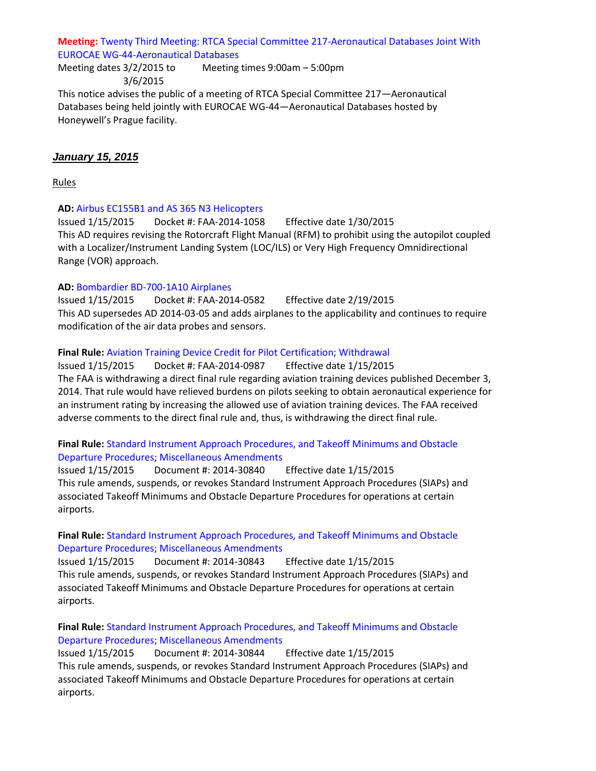**Meeting:** Twenty Third Meeting: RTCA Special Committee 217-Aeronautical Databases Joint With EUROCAE WG-44-Aeronautical Databases

Meeting dates 3/2/2015 to 3/6/2015 Meeting times 9:00am – 5:00pm

This notice advises the public of a meeting of RTCA Special Committee 217—Aeronautical Databases being held jointly with EUROCAE WG-44—Aeronautical Databases hosted by Honeywell's Prague facility.

## ***January 15, 2015***

Rules

**AD:** Airbus EC155B1 and AS 365 N3 Helicopters

Issued 1/15/2015 Docket #: FAA-2014-1058 Effective date 1/30/2015

This AD requires revising the Rotorcraft Flight Manual (RFM) to prohibit using the autopilot coupled with a Localizer/Instrument Landing System (LOC/ILS) or Very High Frequency Omnidirectional Range (VOR) approach.

**AD:** Bombardier BD-700-1A10 Airplanes

Issued 1/15/2015 Docket #: FAA-2014-0582 Effective date 2/19/2015

This AD supersedes AD 2014-03-05 and adds airplanes to the applicability and continues to require modification of the air data probes and sensors.

**Final Rule:** Aviation Training Device Credit for Pilot Certification; Withdrawal

Issued 1/15/2015 Docket #: FAA-2014-0987 Effective date 1/15/2015

The FAA is withdrawing a direct final rule regarding aviation training devices published December 3, 2014. That rule would have relieved burdens on pilots seeking to obtain aeronautical experience for an instrument rating by increasing the allowed use of aviation training devices. The FAA received adverse comments to the direct final rule and, thus, is withdrawing the direct final rule.

**Final Rule:** Standard Instrument Approach Procedures, and Takeoff Minimums and Obstacle Departure Procedures; Miscellaneous Amendments

Issued 1/15/2015 Document #: 2014-30840 Effective date 1/15/2015

This rule amends, suspends, or revokes Standard Instrument Approach Procedures (SIAPs) and associated Takeoff Minimums and Obstacle Departure Procedures for operations at certain airports.

**Final Rule:** Standard Instrument Approach Procedures, and Takeoff Minimums and Obstacle Departure Procedures; Miscellaneous Amendments

Issued 1/15/2015 Document #: 2014-30843 Effective date 1/15/2015

This rule amends, suspends, or revokes Standard Instrument Approach Procedures (SIAPs) and associated Takeoff Minimums and Obstacle Departure Procedures for operations at certain airports.

**Final Rule:** Standard Instrument Approach Procedures, and Takeoff Minimums and Obstacle Departure Procedures; Miscellaneous Amendments

Issued 1/15/2015 Document #: 2014-30844 Effective date 1/15/2015

This rule amends, suspends, or revokes Standard Instrument Approach Procedures (SIAPs) and associated Takeoff Minimums and Obstacle Departure Procedures for operations at certain airports.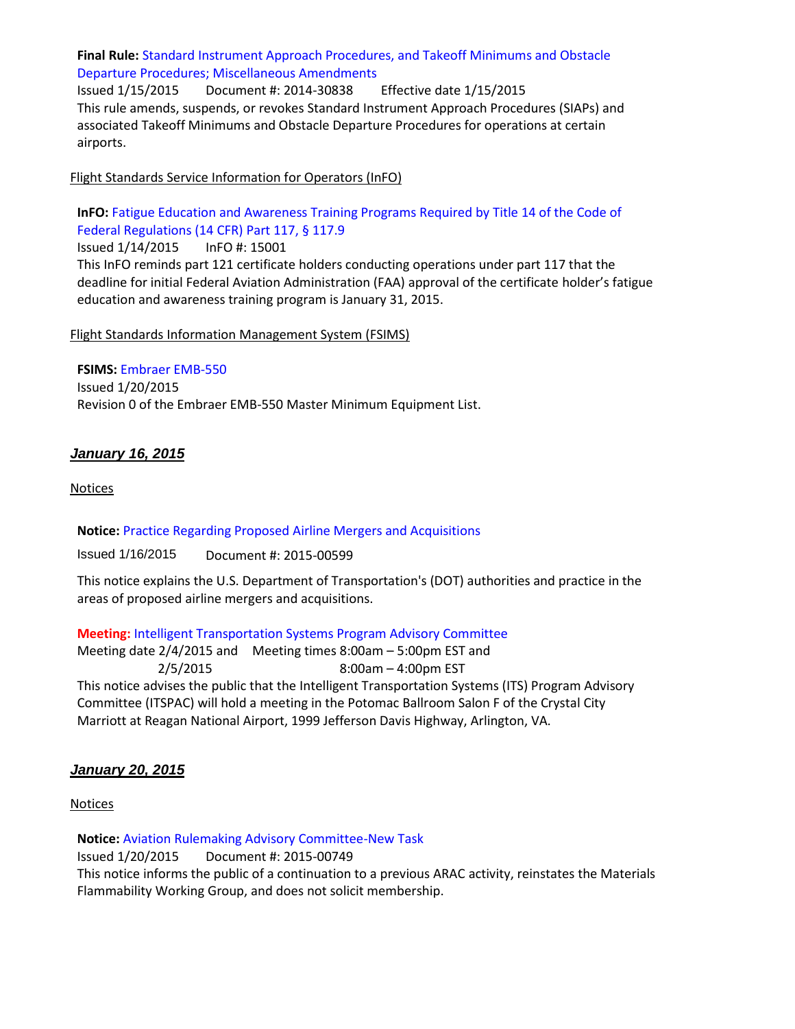**Final Rule:** Standard Instrument Approach Procedures, and Takeoff Minimums and Obstacle Departure Procedures; Miscellaneous Amendments

Issued 1/15/2015 Document #: 2014-30838 Effective date 1/15/2015

This rule amends, suspends, or revokes Standard Instrument Approach Procedures (SIAPs) and associated Takeoff Minimums and Obstacle Departure Procedures for operations at certain airports.

Flight Standards Service Information for Operators (InFO)

**InFO:** Fatigue Education and Awareness Training Programs Required by Title 14 of the Code of Federal Regulations (14 CFR) Part 117, § 117.9

Issued 1/14/2015 InFO #: 15001

This InFO reminds part 121 certificate holders conducting operations under part 117 that the deadline for initial Federal Aviation Administration (FAA) approval of the certificate holder's fatigue education and awareness training program is January 31, 2015.

Flight Standards Information Management System (FSIMS)

**FSIMS:** Embraer EMB-550

Issued 1/20/2015

Revision 0 of the Embraer EMB-550 Master Minimum Equipment List.

## *January 16, 2015*

Notices

**Notice:** Practice Regarding Proposed Airline Mergers and Acquisitions

Issued 1/16/2015 Document #: 2015-00599

This notice explains the U.S. Department of Transportation's (DOT) authorities and practice in the areas of proposed airline mergers and acquisitions.

**Meeting:** Intelligent Transportation Systems Program Advisory Committee

Meeting date 2/4/2015 and 2/5/2015 Meeting times 8:00am – 5:00pm EST and 8:00am – 4:00pm EST

This notice advises the public that the Intelligent Transportation Systems (ITS) Program Advisory Committee (ITSPAC) will hold a meeting in the Potomac Ballroom Salon F of the Crystal City Marriott at Reagan National Airport, 1999 Jefferson Davis Highway, Arlington, VA.

## *January 20, 2015*

Notices

**Notice:** Aviation Rulemaking Advisory Committee-New Task

Issued 1/20/2015 Document #: 2015-00749

This notice informs the public of a continuation to a previous ARAC activity, reinstates the Materials Flammability Working Group, and does not solicit membership.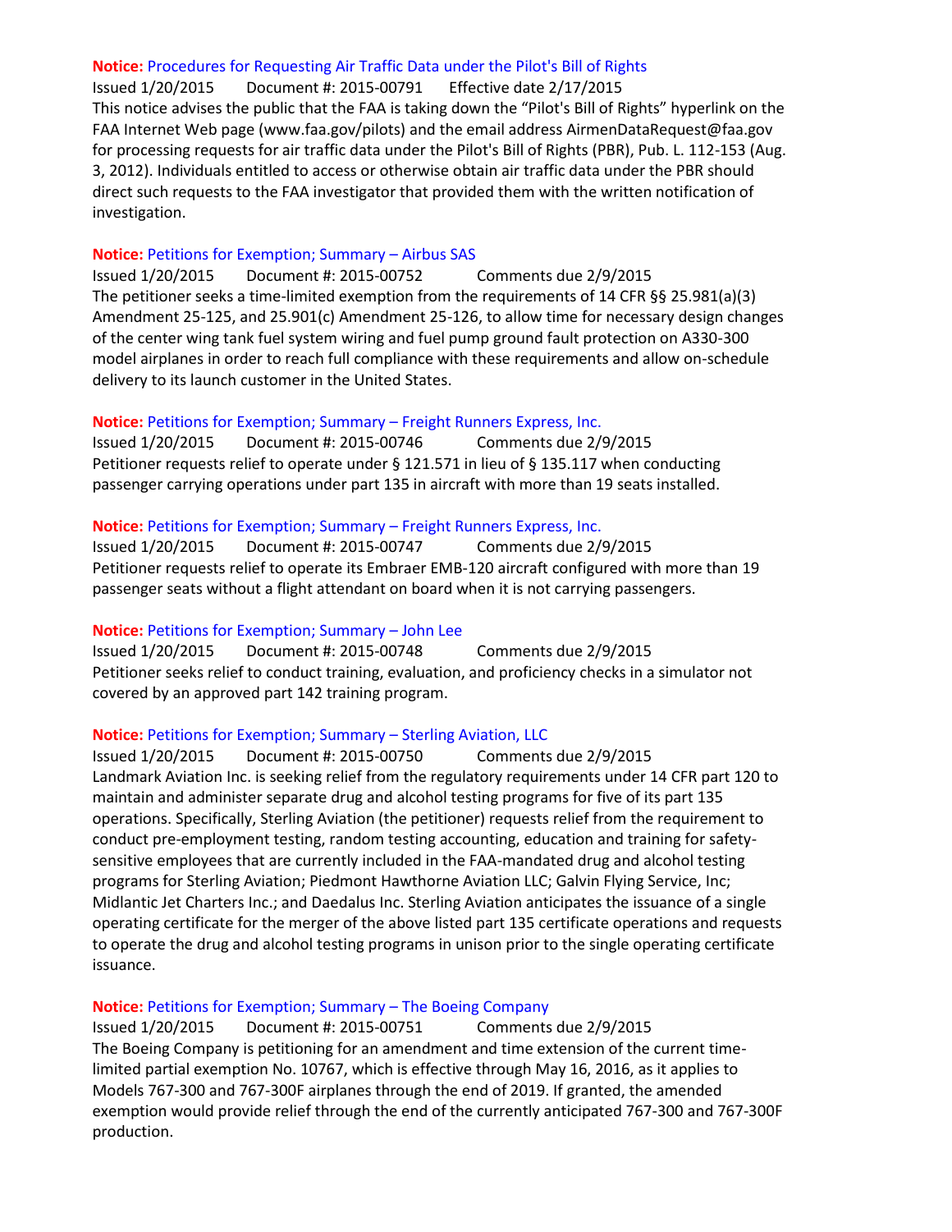**Notice:** Procedures for Requesting Air Traffic Data under the Pilot's Bill of Rights
Issued 1/20/2015 Document #: 2015-00791 Effective date 2/17/2015
This notice advises the public that the FAA is taking down the "Pilot's Bill of Rights" hyperlink on the FAA Internet Web page (www.faa.gov/pilots) and the email address AirmenDataRequest@faa.gov for processing requests for air traffic data under the Pilot's Bill of Rights (PBR), Pub. L. 112-153 (Aug. 3, 2012). Individuals entitled to access or otherwise obtain air traffic data under the PBR should direct such requests to the FAA investigator that provided them with the written notification of investigation.

**Notice:** Petitions for Exemption; Summary – Airbus SAS
Issued 1/20/2015 Document #: 2015-00752 Comments due 2/9/2015
The petitioner seeks a time-limited exemption from the requirements of 14 CFR §§ 25.981(a)(3) Amendment 25-125, and 25.901(c) Amendment 25-126, to allow time for necessary design changes of the center wing tank fuel system wiring and fuel pump ground fault protection on A330-300 model airplanes in order to reach full compliance with these requirements and allow on-schedule delivery to its launch customer in the United States.

**Notice:** Petitions for Exemption; Summary – Freight Runners Express, Inc.
Issued 1/20/2015 Document #: 2015-00746 Comments due 2/9/2015
Petitioner requests relief to operate under § 121.571 in lieu of § 135.117 when conducting passenger carrying operations under part 135 in aircraft with more than 19 seats installed.

**Notice:** Petitions for Exemption; Summary – Freight Runners Express, Inc.
Issued 1/20/2015 Document #: 2015-00747 Comments due 2/9/2015
Petitioner requests relief to operate its Embraer EMB-120 aircraft configured with more than 19 passenger seats without a flight attendant on board when it is not carrying passengers.

**Notice:** Petitions for Exemption; Summary – John Lee
Issued 1/20/2015 Document #: 2015-00748 Comments due 2/9/2015
Petitioner seeks relief to conduct training, evaluation, and proficiency checks in a simulator not covered by an approved part 142 training program.

**Notice:** Petitions for Exemption; Summary – Sterling Aviation, LLC
Issued 1/20/2015 Document #: 2015-00750 Comments due 2/9/2015
Landmark Aviation Inc. is seeking relief from the regulatory requirements under 14 CFR part 120 to maintain and administer separate drug and alcohol testing programs for five of its part 135 operations. Specifically, Sterling Aviation (the petitioner) requests relief from the requirement to conduct pre-employment testing, random testing accounting, education and training for safety-sensitive employees that are currently included in the FAA-mandated drug and alcohol testing programs for Sterling Aviation; Piedmont Hawthorne Aviation LLC; Galvin Flying Service, Inc; Midlantic Jet Charters Inc.; and Daedalus Inc. Sterling Aviation anticipates the issuance of a single operating certificate for the merger of the above listed part 135 certificate operations and requests to operate the drug and alcohol testing programs in unison prior to the single operating certificate issuance.

**Notice:** Petitions for Exemption; Summary – The Boeing Company
Issued 1/20/2015 Document #: 2015-00751 Comments due 2/9/2015
The Boeing Company is petitioning for an amendment and time extension of the current time-limited partial exemption No. 10767, which is effective through May 16, 2016, as it applies to Models 767-300 and 767-300F airplanes through the end of 2019. If granted, the amended exemption would provide relief through the end of the currently anticipated 767-300 and 767-300F production.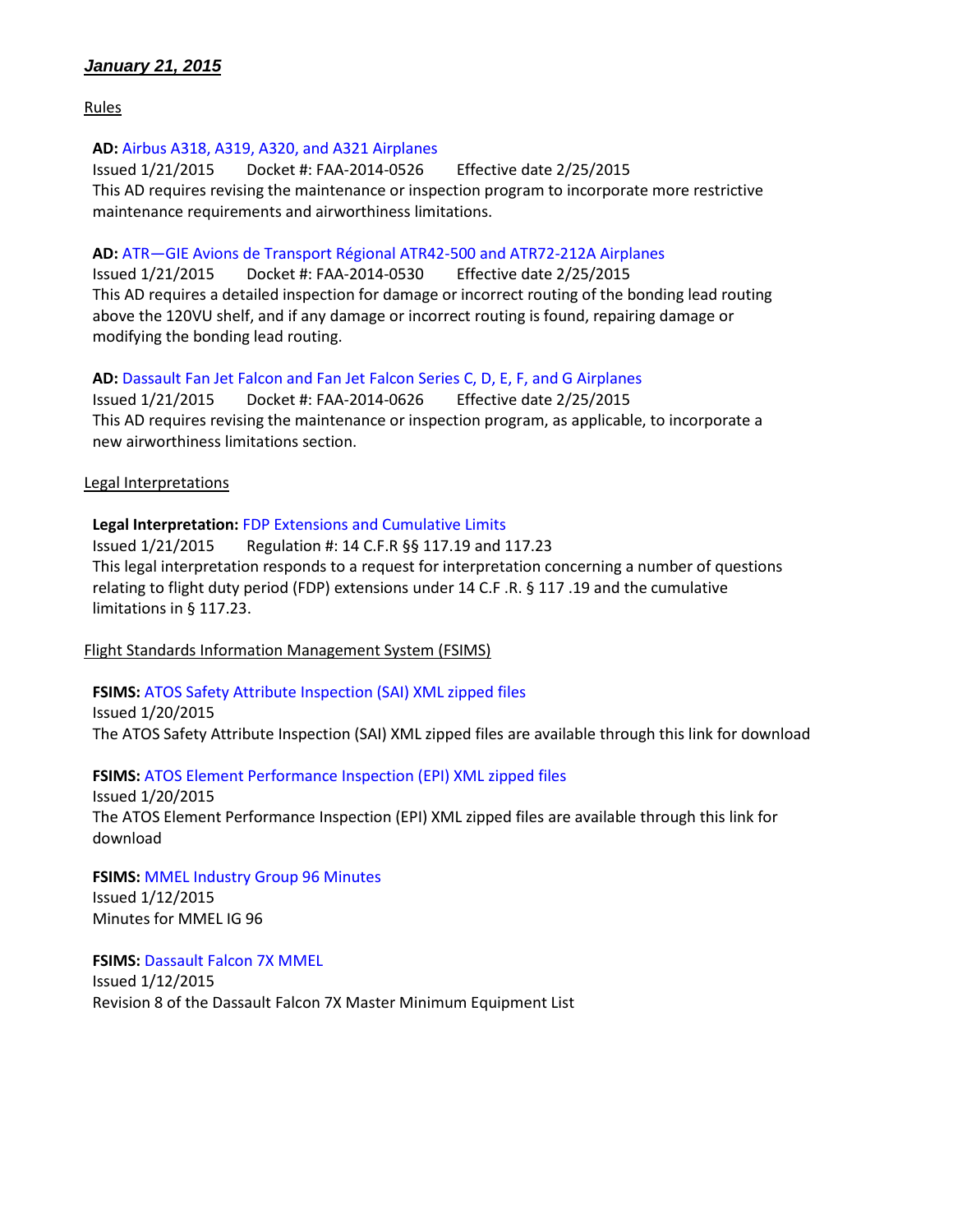## *January 21, 2015*

### Rules

**AD:** Airbus A318, A319, A320, and A321 Airplanes
Issued 1/21/2015 Docket #: FAA-2014-0526 Effective date 2/25/2015
This AD requires revising the maintenance or inspection program to incorporate more restrictive maintenance requirements and airworthiness limitations.

**AD:** ATR—GIE Avions de Transport Régional ATR42-500 and ATR72-212A Airplanes
Issued 1/21/2015 Docket #: FAA-2014-0530 Effective date 2/25/2015
This AD requires a detailed inspection for damage or incorrect routing of the bonding lead routing above the 120VU shelf, and if any damage or incorrect routing is found, repairing damage or modifying the bonding lead routing.

**AD:** Dassault Fan Jet Falcon and Fan Jet Falcon Series C, D, E, F, and G Airplanes
Issued 1/21/2015 Docket #: FAA-2014-0626 Effective date 2/25/2015
This AD requires revising the maintenance or inspection program, as applicable, to incorporate a new airworthiness limitations section.

### Legal Interpretations

**Legal Interpretation:** FDP Extensions and Cumulative Limits
Issued 1/21/2015 Regulation #: 14 C.F.R §§ 117.19 and 117.23
This legal interpretation responds to a request for interpretation concerning a number of questions relating to flight duty period (FDP) extensions under 14 C.F .R. § 117 .19 and the cumulative limitations in § 117.23.

### Flight Standards Information Management System (FSIMS)

**FSIMS:** ATOS Safety Attribute Inspection (SAI) XML zipped files
Issued 1/20/2015
The ATOS Safety Attribute Inspection (SAI) XML zipped files are available through this link for download

**FSIMS:** ATOS Element Performance Inspection (EPI) XML zipped files
Issued 1/20/2015
The ATOS Element Performance Inspection (EPI) XML zipped files are available through this link for download

**FSIMS:** MMEL Industry Group 96 Minutes
Issued 1/12/2015
Minutes for MMEL IG 96

**FSIMS:** Dassault Falcon 7X MMEL
Issued 1/12/2015
Revision 8 of the Dassault Falcon 7X Master Minimum Equipment List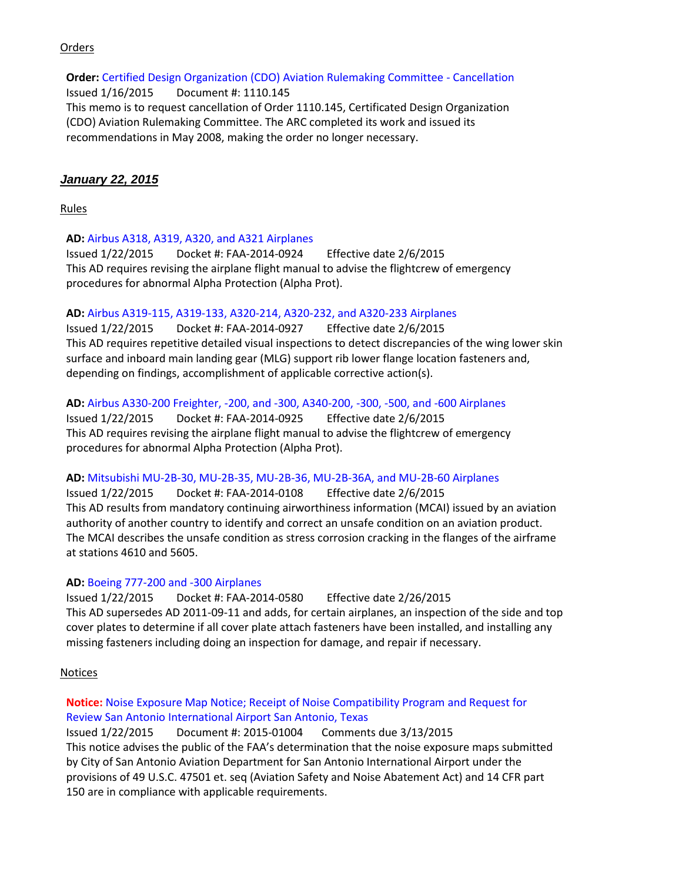Orders

**Order:** Certified Design Organization (CDO) Aviation Rulemaking Committee - Cancellation
Issued 1/16/2015 Document #: 1110.145
This memo is to request cancellation of Order 1110.145, Certificated Design Organization (CDO) Aviation Rulemaking Committee. The ARC completed its work and issued its recommendations in May 2008, making the order no longer necessary.

## ***January 22, 2015***

Rules

**AD:** Airbus A318, A319, A320, and A321 Airplanes
Issued 1/22/2015 Docket #: FAA-2014-0924 Effective date 2/6/2015
This AD requires revising the airplane flight manual to advise the flightcrew of emergency procedures for abnormal Alpha Protection (Alpha Prot).

**AD:** Airbus A319-115, A319-133, A320-214, A320-232, and A320-233 Airplanes
Issued 1/22/2015 Docket #: FAA-2014-0927 Effective date 2/6/2015
This AD requires repetitive detailed visual inspections to detect discrepancies of the wing lower skin surface and inboard main landing gear (MLG) support rib lower flange location fasteners and, depending on findings, accomplishment of applicable corrective action(s).

**AD:** Airbus A330-200 Freighter, -200, and -300, A340-200, -300, -500, and -600 Airplanes
Issued 1/22/2015 Docket #: FAA-2014-0925 Effective date 2/6/2015
This AD requires revising the airplane flight manual to advise the flightcrew of emergency procedures for abnormal Alpha Protection (Alpha Prot).

**AD:** Mitsubishi MU-2B-30, MU-2B-35, MU-2B-36, MU-2B-36A, and MU-2B-60 Airplanes
Issued 1/22/2015 Docket #: FAA-2014-0108 Effective date 2/6/2015
This AD results from mandatory continuing airworthiness information (MCAI) issued by an aviation authority of another country to identify and correct an unsafe condition on an aviation product. The MCAI describes the unsafe condition as stress corrosion cracking in the flanges of the airframe at stations 4610 and 5605.

**AD:** Boeing 777-200 and -300 Airplanes
Issued 1/22/2015 Docket #: FAA-2014-0580 Effective date 2/26/2015
This AD supersedes AD 2011-09-11 and adds, for certain airplanes, an inspection of the side and top cover plates to determine if all cover plate attach fasteners have been installed, and installing any missing fasteners including doing an inspection for damage, and repair if necessary.

Notices

**Notice:** Noise Exposure Map Notice; Receipt of Noise Compatibility Program and Request for Review San Antonio International Airport San Antonio, Texas
Issued 1/22/2015 Document #: 2015-01004 Comments due 3/13/2015
This notice advises the public of the FAA's determination that the noise exposure maps submitted by City of San Antonio Aviation Department for San Antonio International Airport under the provisions of 49 U.S.C. 47501 et. seq (Aviation Safety and Noise Abatement Act) and 14 CFR part 150 are in compliance with applicable requirements.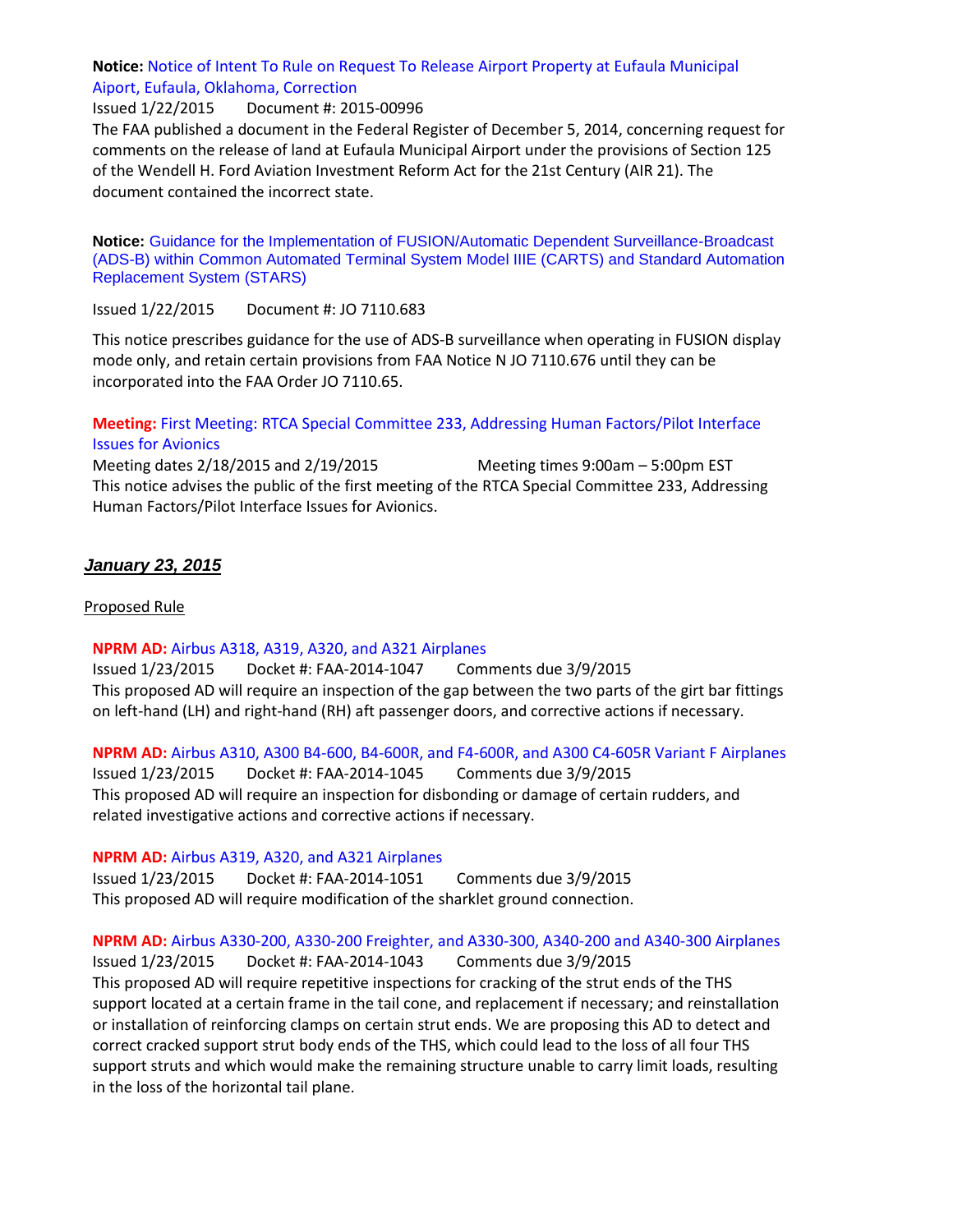**Notice:** Notice of Intent To Rule on Request To Release Airport Property at Eufaula Municipal Aiport, Eufaula, Oklahoma, Correction

Issued 1/22/2015 Document #: 2015-00996

The FAA published a document in the Federal Register of December 5, 2014, concerning request for comments on the release of land at Eufaula Municipal Airport under the provisions of Section 125 of the Wendell H. Ford Aviation Investment Reform Act for the 21st Century (AIR 21). The document contained the incorrect state.

**Notice:** Guidance for the Implementation of FUSION/Automatic Dependent Surveillance-Broadcast (ADS-B) within Common Automated Terminal System Model IIIE (CARTS) and Standard Automation Replacement System (STARS)

Issued 1/22/2015 Document #: JO 7110.683

This notice prescribes guidance for the use of ADS-B surveillance when operating in FUSION display mode only, and retain certain provisions from FAA Notice N JO 7110.676 until they can be incorporated into the FAA Order JO 7110.65.

**Meeting:** First Meeting: RTCA Special Committee 233, Addressing Human Factors/Pilot Interface Issues for Avionics

Meeting dates 2/18/2015 and 2/19/2015 Meeting times 9:00am – 5:00pm EST

This notice advises the public of the first meeting of the RTCA Special Committee 233, Addressing Human Factors/Pilot Interface Issues for Avionics.

## *January 23, 2015*

Proposed Rule

**NPRM AD:** Airbus A318, A319, A320, and A321 Airplanes

Issued 1/23/2015 Docket #: FAA-2014-1047 Comments due 3/9/2015

This proposed AD will require an inspection of the gap between the two parts of the girt bar fittings on left-hand (LH) and right-hand (RH) aft passenger doors, and corrective actions if necessary.

**NPRM AD:** Airbus A310, A300 B4-600, B4-600R, and F4-600R, and A300 C4-605R Variant F Airplanes

Issued 1/23/2015 Docket #: FAA-2014-1045 Comments due 3/9/2015

This proposed AD will require an inspection for disbonding or damage of certain rudders, and related investigative actions and corrective actions if necessary.

**NPRM AD:** Airbus A319, A320, and A321 Airplanes

Issued 1/23/2015 Docket #: FAA-2014-1051 Comments due 3/9/2015

This proposed AD will require modification of the sharklet ground connection.

**NPRM AD:** Airbus A330-200, A330-200 Freighter, and A330-300, A340-200 and A340-300 Airplanes

Issued 1/23/2015 Docket #: FAA-2014-1043 Comments due 3/9/2015

This proposed AD will require repetitive inspections for cracking of the strut ends of the THS support located at a certain frame in the tail cone, and replacement if necessary; and reinstallation or installation of reinforcing clamps on certain strut ends. We are proposing this AD to detect and correct cracked support strut body ends of the THS, which could lead to the loss of all four THS support struts and which would make the remaining structure unable to carry limit loads, resulting in the loss of the horizontal tail plane.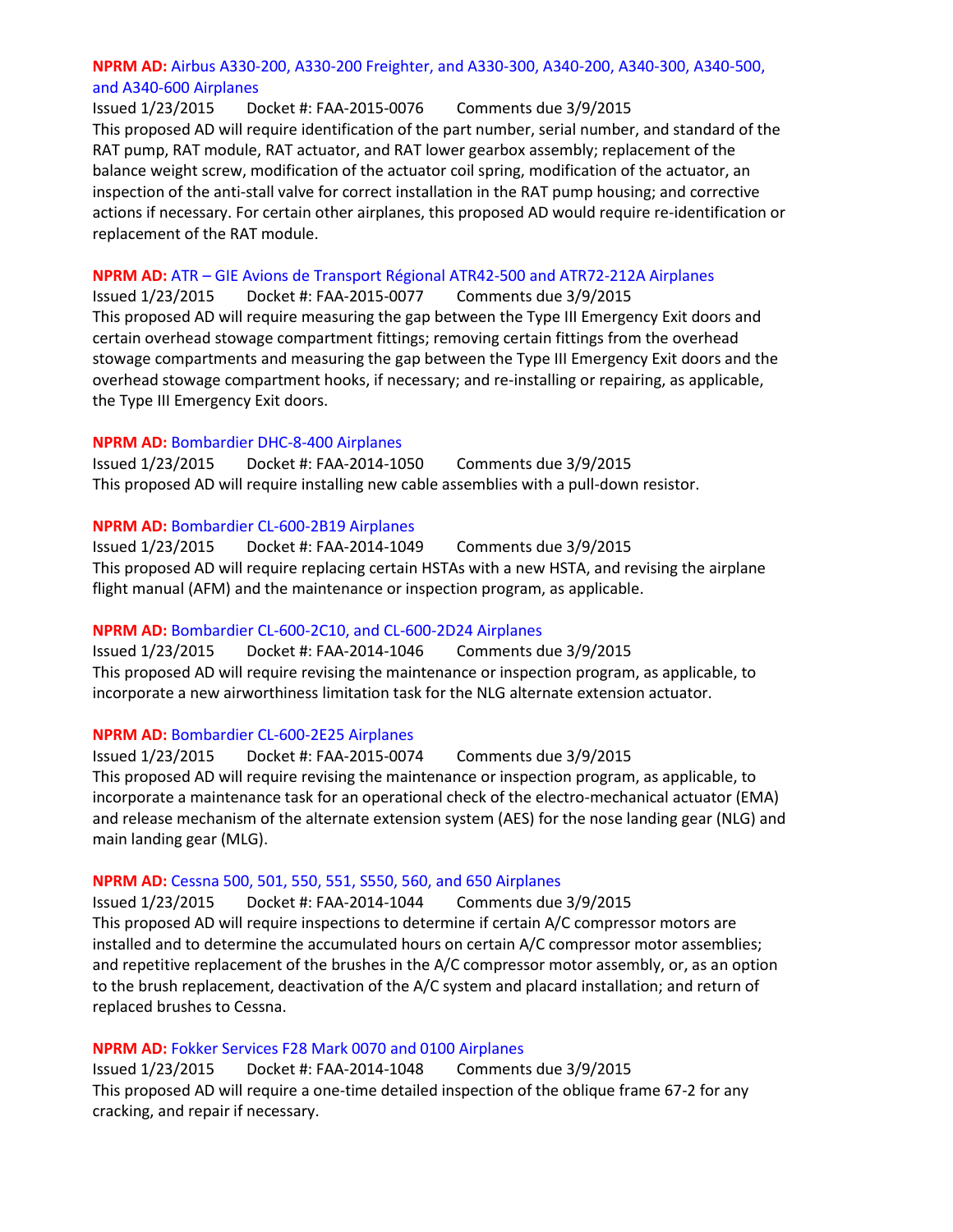**NPRM AD:** Airbus A330-200, A330-200 Freighter, and A330-300, A340-200, A340-300, A340-500, and A340-600 Airplanes

Issued 1/23/2015 Docket #: FAA-2015-0076 Comments due 3/9/2015

This proposed AD will require identification of the part number, serial number, and standard of the RAT pump, RAT module, RAT actuator, and RAT lower gearbox assembly; replacement of the balance weight screw, modification of the actuator coil spring, modification of the actuator, an inspection of the anti-stall valve for correct installation in the RAT pump housing; and corrective actions if necessary. For certain other airplanes, this proposed AD would require re-identification or replacement of the RAT module.

**NPRM AD:** ATR – GIE Avions de Transport Régional ATR42-500 and ATR72-212A Airplanes

Issued 1/23/2015 Docket #: FAA-2015-0077 Comments due 3/9/2015

This proposed AD will require measuring the gap between the Type III Emergency Exit doors and certain overhead stowage compartment fittings; removing certain fittings from the overhead stowage compartments and measuring the gap between the Type III Emergency Exit doors and the overhead stowage compartment hooks, if necessary; and re-installing or repairing, as applicable, the Type III Emergency Exit doors.

**NPRM AD:** Bombardier DHC-8-400 Airplanes

Issued 1/23/2015 Docket #: FAA-2014-1050 Comments due 3/9/2015

This proposed AD will require installing new cable assemblies with a pull-down resistor.

**NPRM AD:** Bombardier CL-600-2B19 Airplanes

Issued 1/23/2015 Docket #: FAA-2014-1049 Comments due 3/9/2015

This proposed AD will require replacing certain HSTAs with a new HSTA, and revising the airplane flight manual (AFM) and the maintenance or inspection program, as applicable.

**NPRM AD:** Bombardier CL-600-2C10, and CL-600-2D24 Airplanes

Issued 1/23/2015 Docket #: FAA-2014-1046 Comments due 3/9/2015

This proposed AD will require revising the maintenance or inspection program, as applicable, to incorporate a new airworthiness limitation task for the NLG alternate extension actuator.

**NPRM AD:** Bombardier CL-600-2E25 Airplanes

Issued 1/23/2015 Docket #: FAA-2015-0074 Comments due 3/9/2015

This proposed AD will require revising the maintenance or inspection program, as applicable, to incorporate a maintenance task for an operational check of the electro-mechanical actuator (EMA) and release mechanism of the alternate extension system (AES) for the nose landing gear (NLG) and main landing gear (MLG).

**NPRM AD:** Cessna 500, 501, 550, 551, S550, 560, and 650 Airplanes

Issued 1/23/2015 Docket #: FAA-2014-1044 Comments due 3/9/2015

This proposed AD will require inspections to determine if certain A/C compressor motors are installed and to determine the accumulated hours on certain A/C compressor motor assemblies; and repetitive replacement of the brushes in the A/C compressor motor assembly, or, as an option to the brush replacement, deactivation of the A/C system and placard installation; and return of replaced brushes to Cessna.

**NPRM AD:** Fokker Services F28 Mark 0070 and 0100 Airplanes

Issued 1/23/2015 Docket #: FAA-2014-1048 Comments due 3/9/2015

This proposed AD will require a one-time detailed inspection of the oblique frame 67-2 for any cracking, and repair if necessary.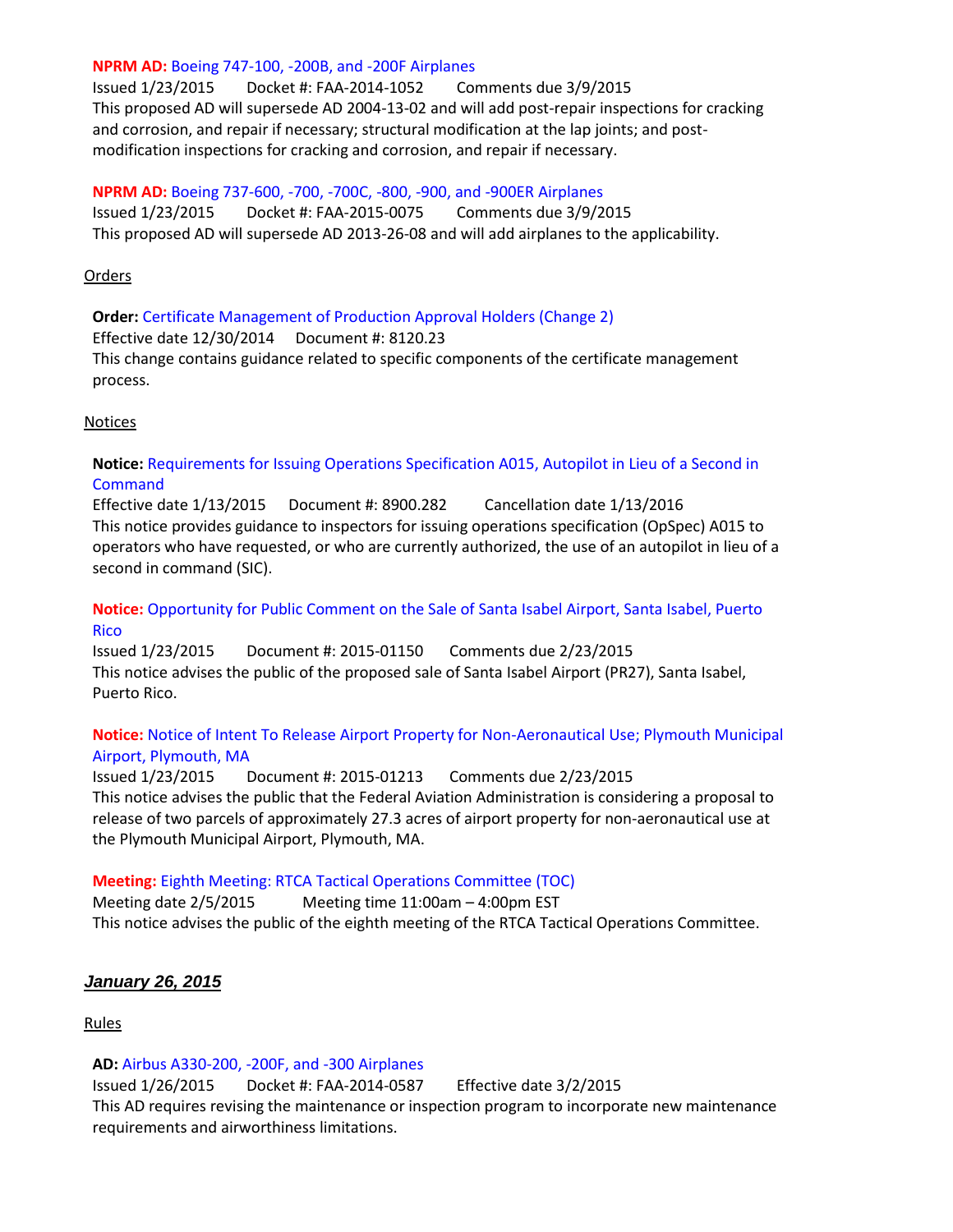**NPRM AD:** Boeing 747-100, -200B, and -200F Airplanes
Issued 1/23/2015 Docket #: FAA-2014-1052 Comments due 3/9/2015
This proposed AD will supersede AD 2004-13-02 and will add post-repair inspections for cracking and corrosion, and repair if necessary; structural modification at the lap joints; and post-modification inspections for cracking and corrosion, and repair if necessary.

**NPRM AD:** Boeing 737-600, -700, -700C, -800, -900, and -900ER Airplanes
Issued 1/23/2015 Docket #: FAA-2015-0075 Comments due 3/9/2015
This proposed AD will supersede AD 2013-26-08 and will add airplanes to the applicability.

Orders

**Order:** Certificate Management of Production Approval Holders (Change 2)
Effective date 12/30/2014 Document #: 8120.23
This change contains guidance related to specific components of the certificate management process.

Notices

**Notice:** Requirements for Issuing Operations Specification A015, Autopilot in Lieu of a Second in Command
Effective date 1/13/2015 Document #: 8900.282 Cancellation date 1/13/2016
This notice provides guidance to inspectors for issuing operations specification (OpSpec) A015 to operators who have requested, or who are currently authorized, the use of an autopilot in lieu of a second in command (SIC).

**Notice:** Opportunity for Public Comment on the Sale of Santa Isabel Airport, Santa Isabel, Puerto Rico
Issued 1/23/2015 Document #: 2015-01150 Comments due 2/23/2015
This notice advises the public of the proposed sale of Santa Isabel Airport (PR27), Santa Isabel, Puerto Rico.

**Notice:** Notice of Intent To Release Airport Property for Non-Aeronautical Use; Plymouth Municipal Airport, Plymouth, MA
Issued 1/23/2015 Document #: 2015-01213 Comments due 2/23/2015
This notice advises the public that the Federal Aviation Administration is considering a proposal to release of two parcels of approximately 27.3 acres of airport property for non-aeronautical use at the Plymouth Municipal Airport, Plymouth, MA.

**Meeting:** Eighth Meeting: RTCA Tactical Operations Committee (TOC)
Meeting date 2/5/2015 Meeting time 11:00am – 4:00pm EST
This notice advises the public of the eighth meeting of the RTCA Tactical Operations Committee.

## ***January 26, 2015***

Rules

**AD:** Airbus A330-200, -200F, and -300 Airplanes
Issued 1/26/2015 Docket #: FAA-2014-0587 Effective date 3/2/2015
This AD requires revising the maintenance or inspection program to incorporate new maintenance requirements and airworthiness limitations.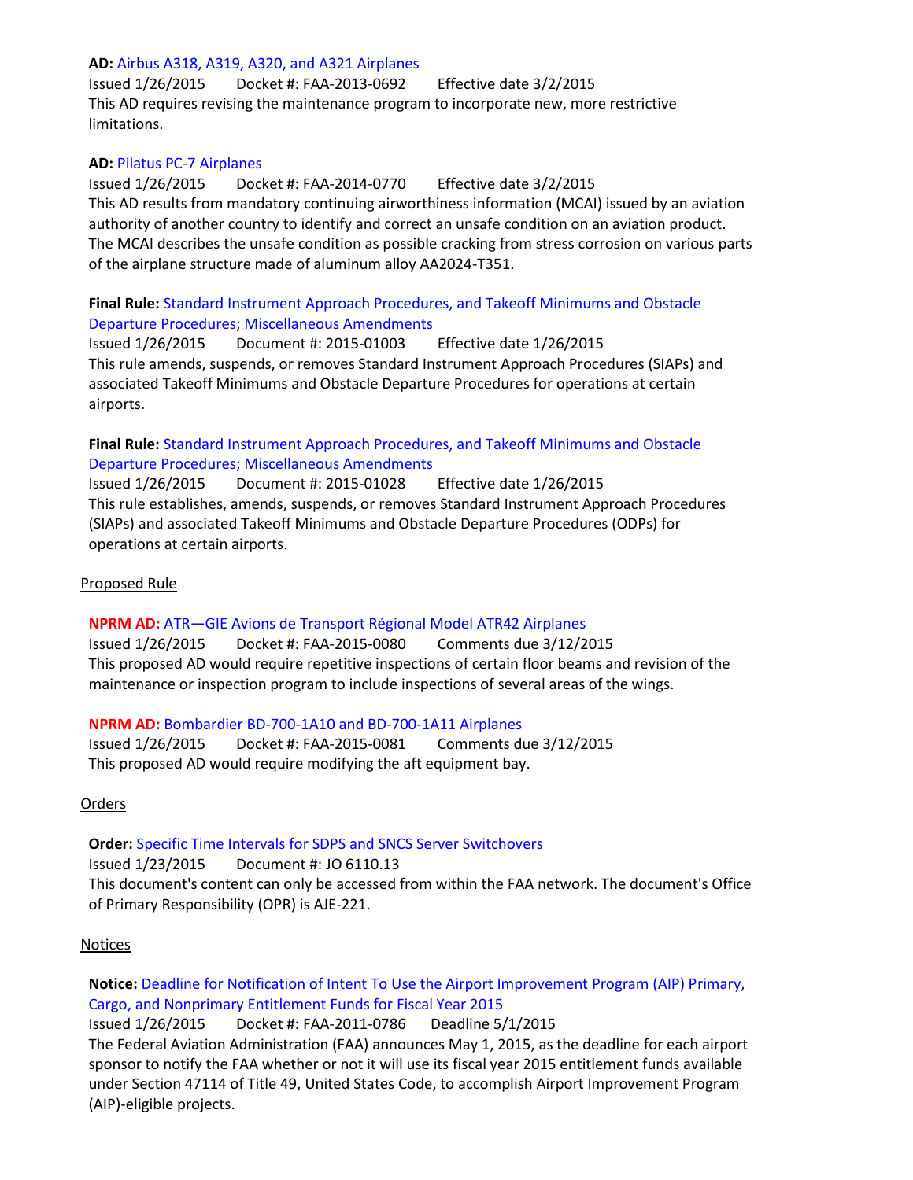**AD:** Airbus A318, A319, A320, and A321 Airplanes
Issued 1/26/2015    Docket #: FAA-2013-0692    Effective date 3/2/2015
This AD requires revising the maintenance program to incorporate new, more restrictive limitations.

**AD:** Pilatus PC-7 Airplanes
Issued 1/26/2015    Docket #: FAA-2014-0770    Effective date 3/2/2015
This AD results from mandatory continuing airworthiness information (MCAI) issued by an aviation authority of another country to identify and correct an unsafe condition on an aviation product. The MCAI describes the unsafe condition as possible cracking from stress corrosion on various parts of the airplane structure made of aluminum alloy AA2024-T351.

**Final Rule:** Standard Instrument Approach Procedures, and Takeoff Minimums and Obstacle Departure Procedures; Miscellaneous Amendments
Issued 1/26/2015    Document #: 2015-01003    Effective date 1/26/2015
This rule amends, suspends, or removes Standard Instrument Approach Procedures (SIAPs) and associated Takeoff Minimums and Obstacle Departure Procedures for operations at certain airports.

**Final Rule:** Standard Instrument Approach Procedures, and Takeoff Minimums and Obstacle Departure Procedures; Miscellaneous Amendments
Issued 1/26/2015    Document #: 2015-01028    Effective date 1/26/2015
This rule establishes, amends, suspends, or removes Standard Instrument Approach Procedures (SIAPs) and associated Takeoff Minimums and Obstacle Departure Procedures (ODPs) for operations at certain airports.

Proposed Rule

**NPRM AD:** ATR—GIE Avions de Transport Régional Model ATR42 Airplanes
Issued 1/26/2015    Docket #: FAA-2015-0080    Comments due 3/12/2015
This proposed AD would require repetitive inspections of certain floor beams and revision of the maintenance or inspection program to include inspections of several areas of the wings.

**NPRM AD:** Bombardier BD-700-1A10 and BD-700-1A11 Airplanes
Issued 1/26/2015    Docket #: FAA-2015-0081    Comments due 3/12/2015
This proposed AD would require modifying the aft equipment bay.

Orders

**Order:** Specific Time Intervals for SDPS and SNCS Server Switchovers
Issued 1/23/2015    Document #: JO 6110.13
This document's content can only be accessed from within the FAA network. The document's Office of Primary Responsibility (OPR) is AJE-221.

Notices

**Notice:** Deadline for Notification of Intent To Use the Airport Improvement Program (AIP) Primary, Cargo, and Nonprimary Entitlement Funds for Fiscal Year 2015
Issued 1/26/2015    Docket #: FAA-2011-0786    Deadline 5/1/2015
The Federal Aviation Administration (FAA) announces May 1, 2015, as the deadline for each airport sponsor to notify the FAA whether or not it will use its fiscal year 2015 entitlement funds available under Section 47114 of Title 49, United States Code, to accomplish Airport Improvement Program (AIP)-eligible projects.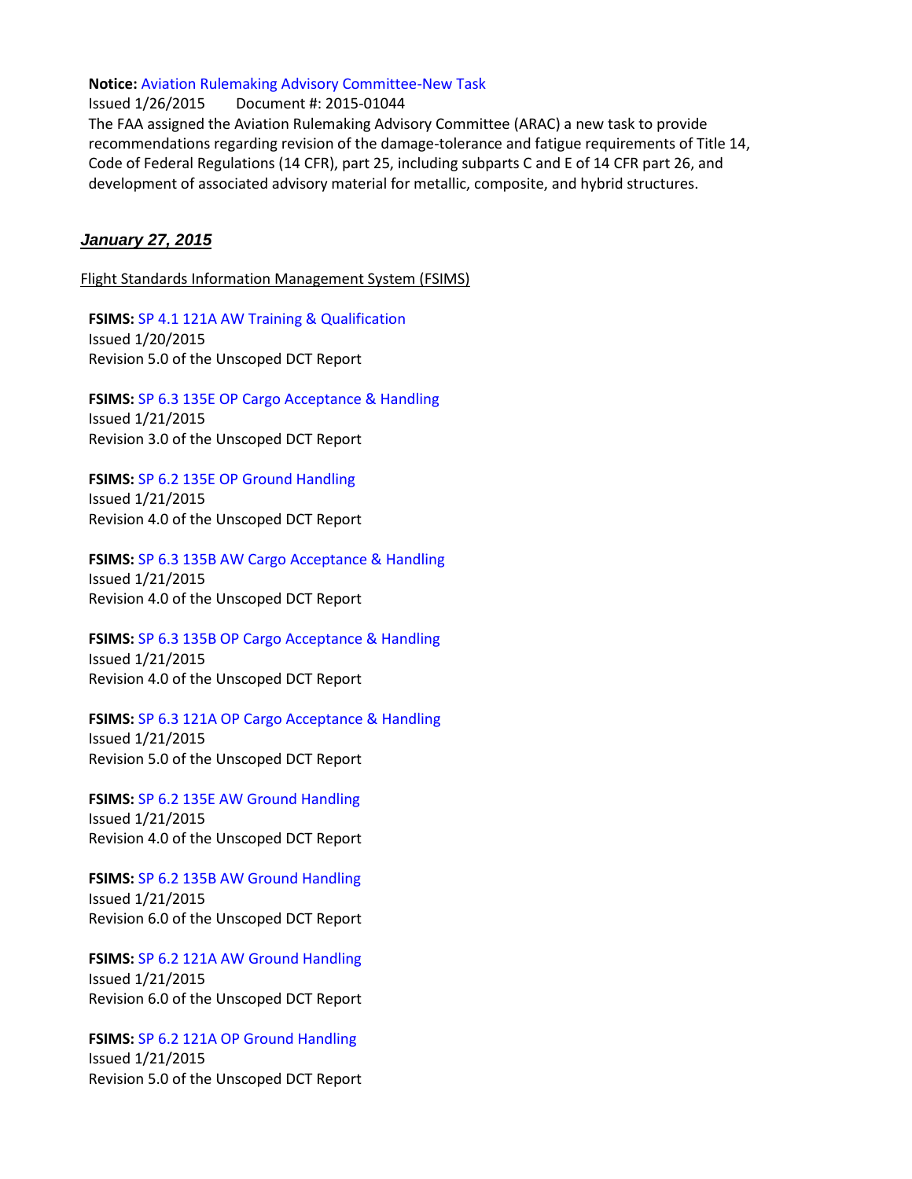**Notice:** Aviation Rulemaking Advisory Committee-New Task
Issued 1/26/2015 Document #: 2015-01044
The FAA assigned the Aviation Rulemaking Advisory Committee (ARAC) a new task to provide recommendations regarding revision of the damage-tolerance and fatigue requirements of Title 14, Code of Federal Regulations (14 CFR), part 25, including subparts C and E of 14 CFR part 26, and development of associated advisory material for metallic, composite, and hybrid structures.

## ***January 27, 2015***

Flight Standards Information Management System (FSIMS)

**FSIMS:** SP 4.1 121A AW Training & Qualification
Issued 1/20/2015
Revision 5.0 of the Unscoped DCT Report

**FSIMS:** SP 6.3 135E OP Cargo Acceptance & Handling
Issued 1/21/2015
Revision 3.0 of the Unscoped DCT Report

**FSIMS:** SP 6.2 135E OP Ground Handling
Issued 1/21/2015
Revision 4.0 of the Unscoped DCT Report

**FSIMS:** SP 6.3 135B AW Cargo Acceptance & Handling
Issued 1/21/2015
Revision 4.0 of the Unscoped DCT Report

**FSIMS:** SP 6.3 135B OP Cargo Acceptance & Handling
Issued 1/21/2015
Revision 4.0 of the Unscoped DCT Report

**FSIMS:** SP 6.3 121A OP Cargo Acceptance & Handling
Issued 1/21/2015
Revision 5.0 of the Unscoped DCT Report

**FSIMS:** SP 6.2 135E AW Ground Handling
Issued 1/21/2015
Revision 4.0 of the Unscoped DCT Report

**FSIMS:** SP 6.2 135B AW Ground Handling
Issued 1/21/2015
Revision 6.0 of the Unscoped DCT Report

**FSIMS:** SP 6.2 121A AW Ground Handling
Issued 1/21/2015
Revision 6.0 of the Unscoped DCT Report

**FSIMS:** SP 6.2 121A OP Ground Handling
Issued 1/21/2015
Revision 5.0 of the Unscoped DCT Report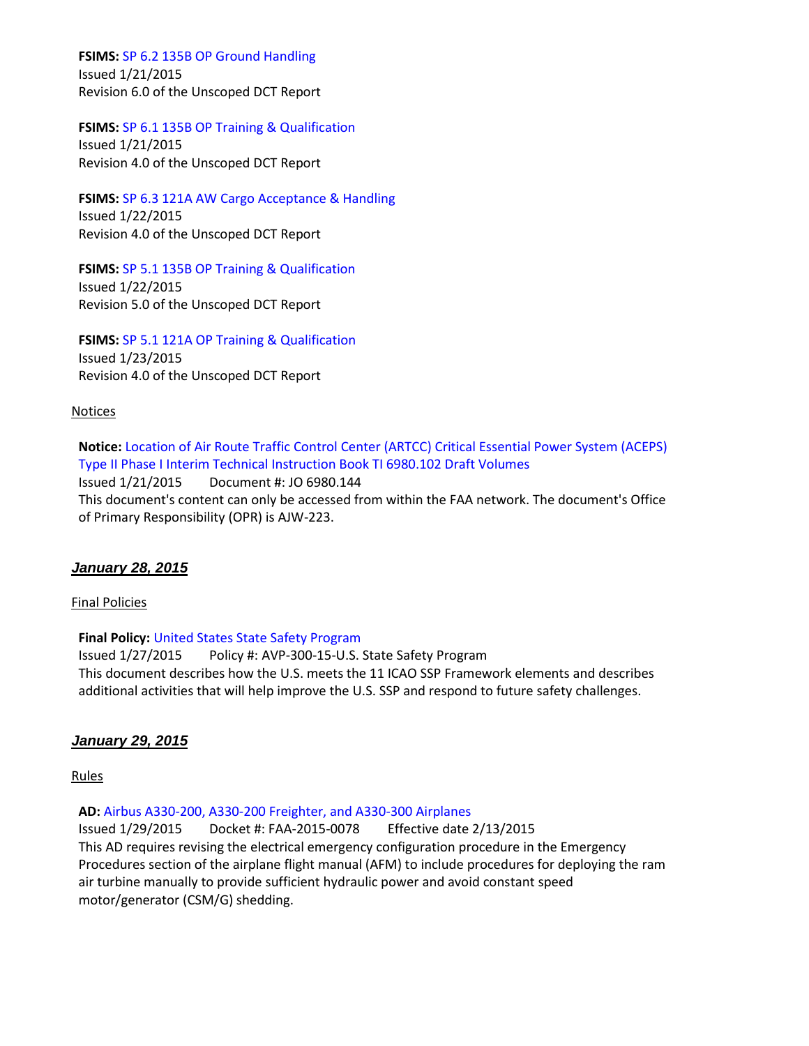**FSIMS:** SP 6.2 135B OP Ground Handling
Issued 1/21/2015
Revision 6.0 of the Unscoped DCT Report

**FSIMS:** SP 6.1 135B OP Training & Qualification
Issued 1/21/2015
Revision 4.0 of the Unscoped DCT Report

**FSIMS:** SP 6.3 121A AW Cargo Acceptance & Handling
Issued 1/22/2015
Revision 4.0 of the Unscoped DCT Report

**FSIMS:** SP 5.1 135B OP Training & Qualification
Issued 1/22/2015
Revision 5.0 of the Unscoped DCT Report

**FSIMS:** SP 5.1 121A OP Training & Qualification
Issued 1/23/2015
Revision 4.0 of the Unscoped DCT Report

Notices

**Notice:** Location of Air Route Traffic Control Center (ARTCC) Critical Essential Power System (ACEPS) Type II Phase I Interim Technical Instruction Book TI 6980.102 Draft Volumes
Issued 1/21/2015 Document #: JO 6980.144
This document's content can only be accessed from within the FAA network. The document's Office of Primary Responsibility (OPR) is AJW-223.

## *January 28, 2015*

Final Policies

**Final Policy:** United States State Safety Program
Issued 1/27/2015 Policy #: AVP-300-15-U.S. State Safety Program
This document describes how the U.S. meets the 11 ICAO SSP Framework elements and describes additional activities that will help improve the U.S. SSP and respond to future safety challenges.

## *January 29, 2015*

Rules

**AD:** Airbus A330-200, A330-200 Freighter, and A330-300 Airplanes
Issued 1/29/2015 Docket #: FAA-2015-0078 Effective date 2/13/2015
This AD requires revising the electrical emergency configuration procedure in the Emergency Procedures section of the airplane flight manual (AFM) to include procedures for deploying the ram air turbine manually to provide sufficient hydraulic power and avoid constant speed motor/generator (CSM/G) shedding.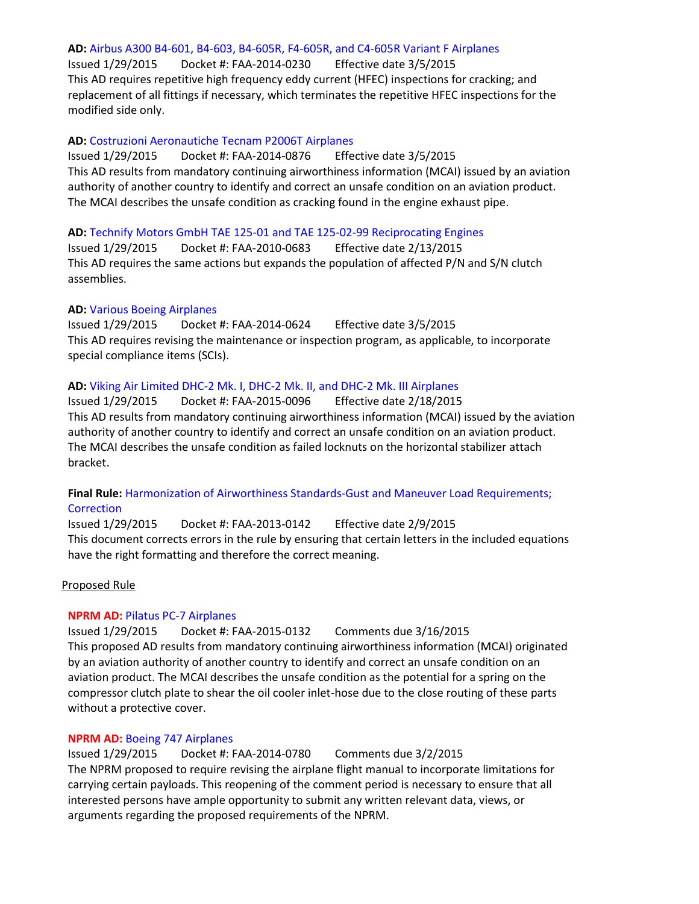**AD:** Airbus A300 B4-601, B4-603, B4-605R, F4-605R, and C4-605R Variant F Airplanes
Issued 1/29/2015 Docket #: FAA-2014-0230 Effective date 3/5/2015
This AD requires repetitive high frequency eddy current (HFEC) inspections for cracking; and replacement of all fittings if necessary, which terminates the repetitive HFEC inspections for the modified side only.

**AD:** Costruzioni Aeronautiche Tecnam P2006T Airplanes
Issued 1/29/2015 Docket #: FAA-2014-0876 Effective date 3/5/2015
This AD results from mandatory continuing airworthiness information (MCAI) issued by an aviation authority of another country to identify and correct an unsafe condition on an aviation product. The MCAI describes the unsafe condition as cracking found in the engine exhaust pipe.

**AD:** Technify Motors GmbH TAE 125-01 and TAE 125-02-99 Reciprocating Engines
Issued 1/29/2015 Docket #: FAA-2010-0683 Effective date 2/13/2015
This AD requires the same actions but expands the population of affected P/N and S/N clutch assemblies.

**AD:** Various Boeing Airplanes
Issued 1/29/2015 Docket #: FAA-2014-0624 Effective date 3/5/2015
This AD requires revising the maintenance or inspection program, as applicable, to incorporate special compliance items (SCIs).

**AD:** Viking Air Limited DHC-2 Mk. I, DHC-2 Mk. II, and DHC-2 Mk. III Airplanes
Issued 1/29/2015 Docket #: FAA-2015-0096 Effective date 2/18/2015
This AD results from mandatory continuing airworthiness information (MCAI) issued by the aviation authority of another country to identify and correct an unsafe condition on an aviation product. The MCAI describes the unsafe condition as failed locknuts on the horizontal stabilizer attach bracket.

**Final Rule:** Harmonization of Airworthiness Standards-Gust and Maneuver Load Requirements; Correction
Issued 1/29/2015 Docket #: FAA-2013-0142 Effective date 2/9/2015
This document corrects errors in the rule by ensuring that certain letters in the included equations have the right formatting and therefore the correct meaning.

Proposed Rule

**NPRM AD:** Pilatus PC-7 Airplanes
Issued 1/29/2015 Docket #: FAA-2015-0132 Comments due 3/16/2015
This proposed AD results from mandatory continuing airworthiness information (MCAI) originated by an aviation authority of another country to identify and correct an unsafe condition on an aviation product. The MCAI describes the unsafe condition as the potential for a spring on the compressor clutch plate to shear the oil cooler inlet-hose due to the close routing of these parts without a protective cover.

**NPRM AD:** Boeing 747 Airplanes
Issued 1/29/2015 Docket #: FAA-2014-0780 Comments due 3/2/2015
The NPRM proposed to require revising the airplane flight manual to incorporate limitations for carrying certain payloads. This reopening of the comment period is necessary to ensure that all interested persons have ample opportunity to submit any written relevant data, views, or arguments regarding the proposed requirements of the NPRM.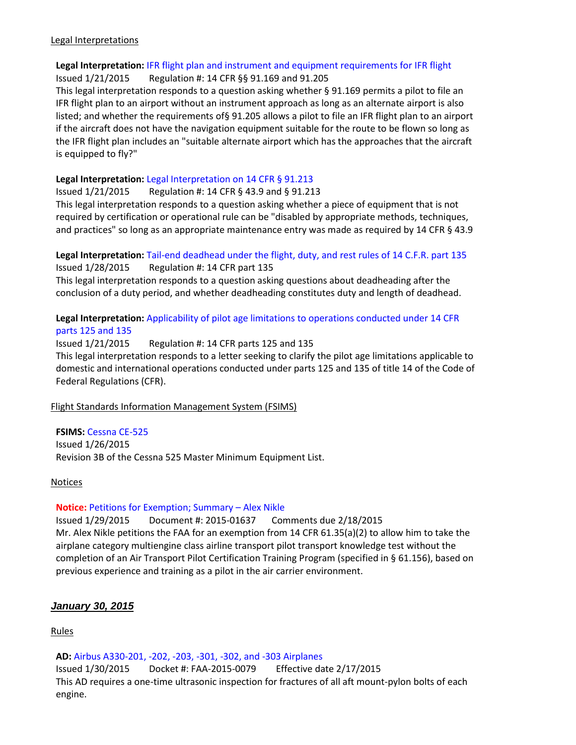Legal Interpretations

**Legal Interpretation:** IFR flight plan and instrument and equipment requirements for IFR flight
Issued 1/21/2015 Regulation #: 14 CFR §§ 91.169 and 91.205
This legal interpretation responds to a question asking whether § 91.169 permits a pilot to file an IFR flight plan to an airport without an instrument approach as long as an alternate airport is also listed; and whether the requirements of§ 91.205 allows a pilot to file an IFR flight plan to an airport if the aircraft does not have the navigation equipment suitable for the route to be flown so long as the IFR flight plan includes an "suitable alternate airport which has the approaches that the aircraft is equipped to fly?"

**Legal Interpretation:** Legal Interpretation on 14 CFR § 91.213
Issued 1/21/2015 Regulation #: 14 CFR § 43.9 and § 91.213
This legal interpretation responds to a question asking whether a piece of equipment that is not required by certification or operational rule can be "disabled by appropriate methods, techniques, and practices" so long as an appropriate maintenance entry was made as required by 14 CFR § 43.9

**Legal Interpretation:** Tail-end deadhead under the flight, duty, and rest rules of 14 C.F.R. part 135
Issued 1/28/2015 Regulation #: 14 CFR part 135
This legal interpretation responds to a question asking questions about deadheading after the conclusion of a duty period, and whether deadheading constitutes duty and length of deadhead.

**Legal Interpretation:** Applicability of pilot age limitations to operations conducted under 14 CFR parts 125 and 135
Issued 1/21/2015 Regulation #: 14 CFR parts 125 and 135
This legal interpretation responds to a letter seeking to clarify the pilot age limitations applicable to domestic and international operations conducted under parts 125 and 135 of title 14 of the Code of Federal Regulations (CFR).

Flight Standards Information Management System (FSIMS)

**FSIMS:** Cessna CE-525
Issued 1/26/2015
Revision 3B of the Cessna 525 Master Minimum Equipment List.

Notices

**Notice:** Petitions for Exemption; Summary – Alex Nikle
Issued 1/29/2015 Document #: 2015-01637 Comments due 2/18/2015
Mr. Alex Nikle petitions the FAA for an exemption from 14 CFR 61.35(a)(2) to allow him to take the airplane category multiengine class airline transport pilot transport knowledge test without the completion of an Air Transport Pilot Certification Training Program (specified in § 61.156), based on previous experience and training as a pilot in the air carrier environment.

## *January 30, 2015*

Rules

**AD:** Airbus A330-201, -202, -203, -301, -302, and -303 Airplanes
Issued 1/30/2015 Docket #: FAA-2015-0079 Effective date 2/17/2015
This AD requires a one-time ultrasonic inspection for fractures of all aft mount-pylon bolts of each engine.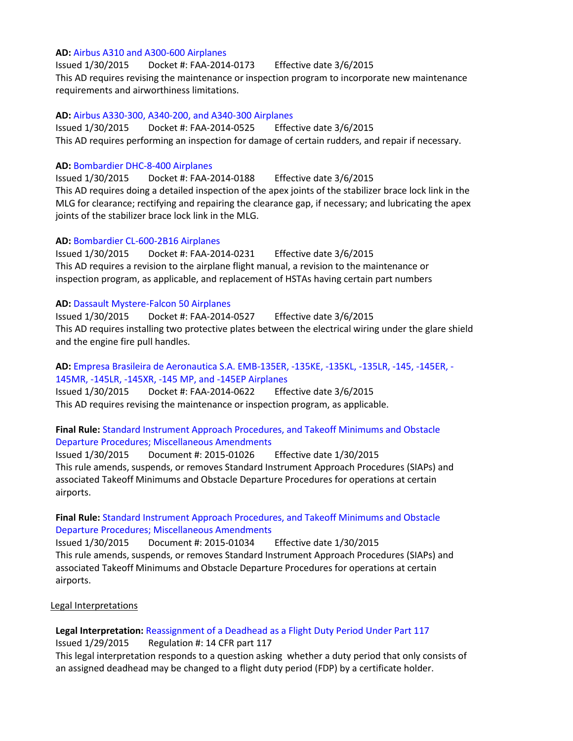**AD:** Airbus A310 and A300-600 Airplanes
Issued 1/30/2015 Docket #: FAA-2014-0173 Effective date 3/6/2015
This AD requires revising the maintenance or inspection program to incorporate new maintenance requirements and airworthiness limitations.

**AD:** Airbus A330-300, A340-200, and A340-300 Airplanes
Issued 1/30/2015 Docket #: FAA-2014-0525 Effective date 3/6/2015
This AD requires performing an inspection for damage of certain rudders, and repair if necessary.

**AD:** Bombardier DHC-8-400 Airplanes
Issued 1/30/2015 Docket #: FAA-2014-0188 Effective date 3/6/2015
This AD requires doing a detailed inspection of the apex joints of the stabilizer brace lock link in the MLG for clearance; rectifying and repairing the clearance gap, if necessary; and lubricating the apex joints of the stabilizer brace lock link in the MLG.

**AD:** Bombardier CL-600-2B16 Airplanes
Issued 1/30/2015 Docket #: FAA-2014-0231 Effective date 3/6/2015
This AD requires a revision to the airplane flight manual, a revision to the maintenance or inspection program, as applicable, and replacement of HSTAs having certain part numbers

**AD:** Dassault Mystere-Falcon 50 Airplanes
Issued 1/30/2015 Docket #: FAA-2014-0527 Effective date 3/6/2015
This AD requires installing two protective plates between the electrical wiring under the glare shield and the engine fire pull handles.

**AD:** Empresa Brasileira de Aeronautica S.A. EMB-135ER, -135KE, -135KL, -135LR, -145, -145ER, -145MR, -145LR, -145XR, -145 MP, and -145EP Airplanes
Issued 1/30/2015 Docket #: FAA-2014-0622 Effective date 3/6/2015
This AD requires revising the maintenance or inspection program, as applicable.

**Final Rule:** Standard Instrument Approach Procedures, and Takeoff Minimums and Obstacle Departure Procedures; Miscellaneous Amendments
Issued 1/30/2015 Document #: 2015-01026 Effective date 1/30/2015
This rule amends, suspends, or removes Standard Instrument Approach Procedures (SIAPs) and associated Takeoff Minimums and Obstacle Departure Procedures for operations at certain airports.

**Final Rule:** Standard Instrument Approach Procedures, and Takeoff Minimums and Obstacle Departure Procedures; Miscellaneous Amendments
Issued 1/30/2015 Document #: 2015-01034 Effective date 1/30/2015
This rule amends, suspends, or removes Standard Instrument Approach Procedures (SIAPs) and associated Takeoff Minimums and Obstacle Departure Procedures for operations at certain airports.

## Legal Interpretations

**Legal Interpretation:** Reassignment of a Deadhead as a Flight Duty Period Under Part 117
Issued 1/29/2015 Regulation #: 14 CFR part 117
This legal interpretation responds to a question asking whether a duty period that only consists of an assigned deadhead may be changed to a flight duty period (FDP) by a certificate holder.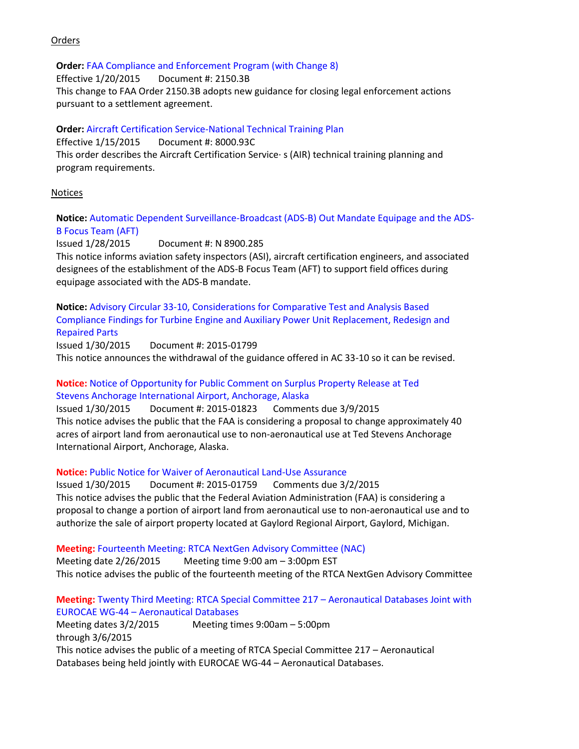Orders

**Order:** FAA Compliance and Enforcement Program (with Change 8)
Effective 1/20/2015    Document #: 2150.3B
This change to FAA Order 2150.3B adopts new guidance for closing legal enforcement actions pursuant to a settlement agreement.

**Order:** Aircraft Certification Service-National Technical Training Plan
Effective 1/15/2015    Document #: 8000.93C
This order describes the Aircraft Certification Service· s (AIR) technical training planning and program requirements.

Notices

**Notice:** Automatic Dependent Surveillance-Broadcast (ADS-B) Out Mandate Equipage and the ADS-B Focus Team (AFT)
Issued 1/28/2015    Document #: N 8900.285
This notice informs aviation safety inspectors (ASI), aircraft certification engineers, and associated designees of the establishment of the ADS-B Focus Team (AFT) to support field offices during equipage associated with the ADS-B mandate.

**Notice:** Advisory Circular 33-10, Considerations for Comparative Test and Analysis Based Compliance Findings for Turbine Engine and Auxiliary Power Unit Replacement, Redesign and Repaired Parts
Issued 1/30/2015    Document #: 2015-01799
This notice announces the withdrawal of the guidance offered in AC 33-10 so it can be revised.

**Notice:** Notice of Opportunity for Public Comment on Surplus Property Release at Ted Stevens Anchorage International Airport, Anchorage, Alaska
Issued 1/30/2015    Document #: 2015-01823    Comments due 3/9/2015
This notice advises the public that the FAA is considering a proposal to change approximately 40 acres of airport land from aeronautical use to non-aeronautical use at Ted Stevens Anchorage International Airport, Anchorage, Alaska.

**Notice:** Public Notice for Waiver of Aeronautical Land-Use Assurance
Issued 1/30/2015    Document #: 2015-01759    Comments due 3/2/2015
This notice advises the public that the Federal Aviation Administration (FAA) is considering a proposal to change a portion of airport land from aeronautical use to non-aeronautical use and to authorize the sale of airport property located at Gaylord Regional Airport, Gaylord, Michigan.

**Meeting:** Fourteenth Meeting: RTCA NextGen Advisory Committee (NAC)
Meeting date 2/26/2015    Meeting time 9:00 am – 3:00pm EST
This notice advises the public of the fourteenth meeting of the RTCA NextGen Advisory Committee

**Meeting:** Twenty Third Meeting: RTCA Special Committee 217 – Aeronautical Databases Joint with EUROCAE WG-44 – Aeronautical Databases
Meeting dates 3/2/2015 through 3/6/2015    Meeting times 9:00am – 5:00pm
This notice advises the public of a meeting of RTCA Special Committee 217 – Aeronautical Databases being held jointly with EUROCAE WG-44 – Aeronautical Databases.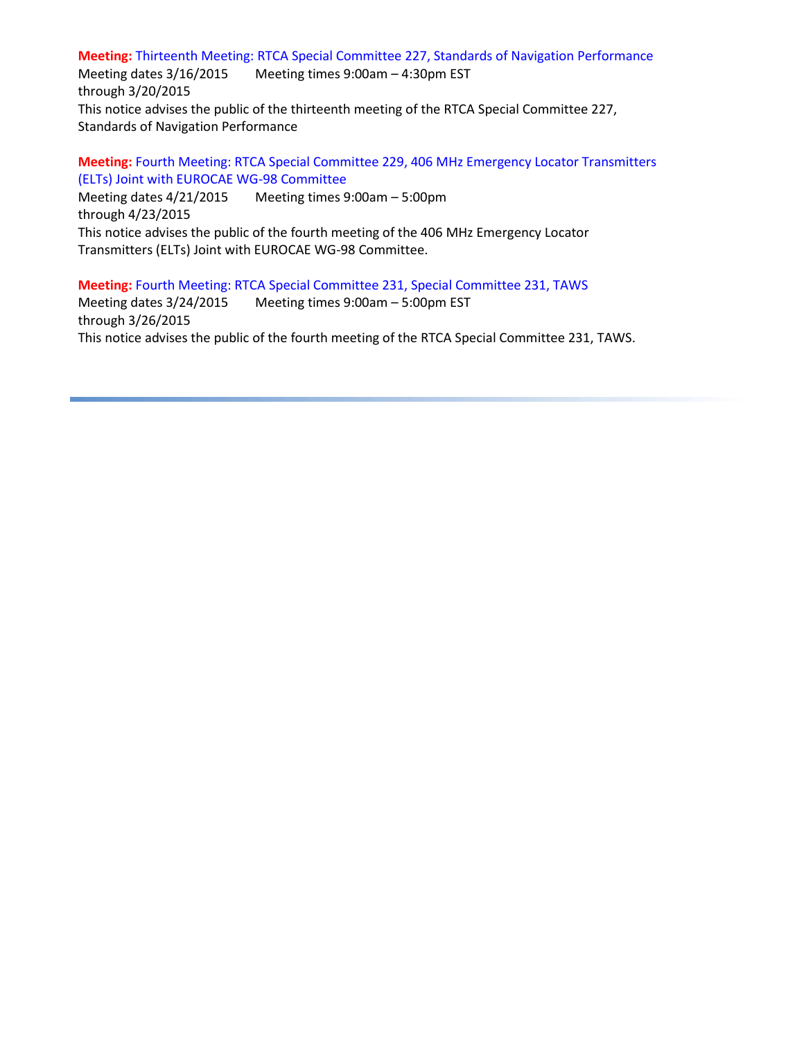**Meeting:** Thirteenth Meeting: RTCA Special Committee 227, Standards of Navigation Performance
Meeting dates 3/16/2015 through 3/20/2015 Meeting times 9:00am – 4:30pm EST
This notice advises the public of the thirteenth meeting of the RTCA Special Committee 227, Standards of Navigation Performance

**Meeting:** Fourth Meeting: RTCA Special Committee 229, 406 MHz Emergency Locator Transmitters (ELTs) Joint with EUROCAE WG-98 Committee
Meeting dates 4/21/2015 through 4/23/2015 Meeting times 9:00am – 5:00pm
This notice advises the public of the fourth meeting of the 406 MHz Emergency Locator Transmitters (ELTs) Joint with EUROCAE WG-98 Committee.

**Meeting:** Fourth Meeting: RTCA Special Committee 231, Special Committee 231, TAWS
Meeting dates 3/24/2015 through 3/26/2015 Meeting times 9:00am – 5:00pm EST
This notice advises the public of the fourth meeting of the RTCA Special Committee 231, TAWS.